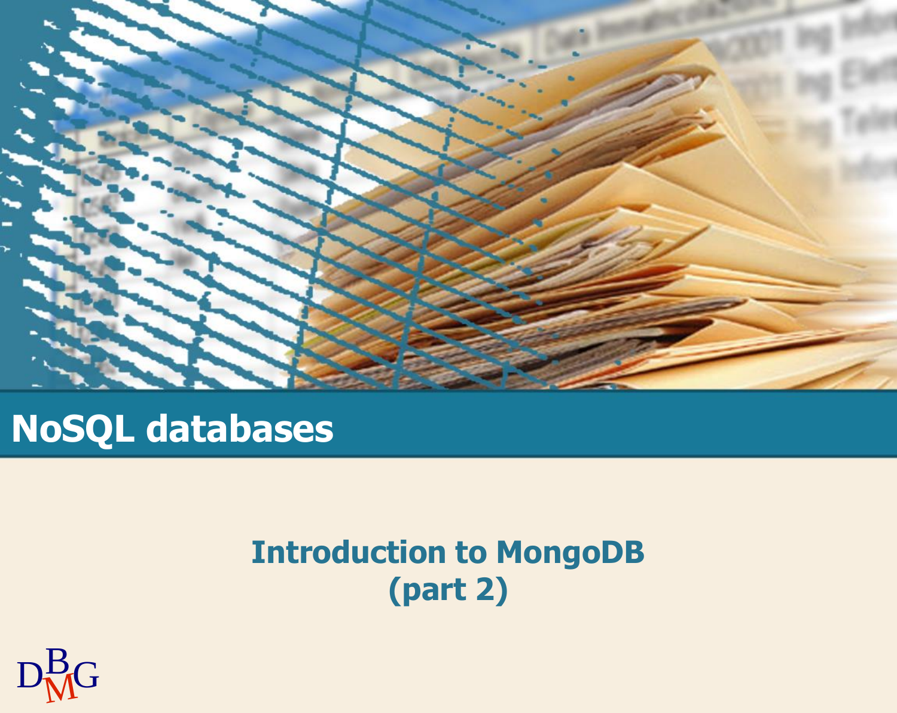# NoSQL databases

## Introduction to MongoDB (part 2)

DBMG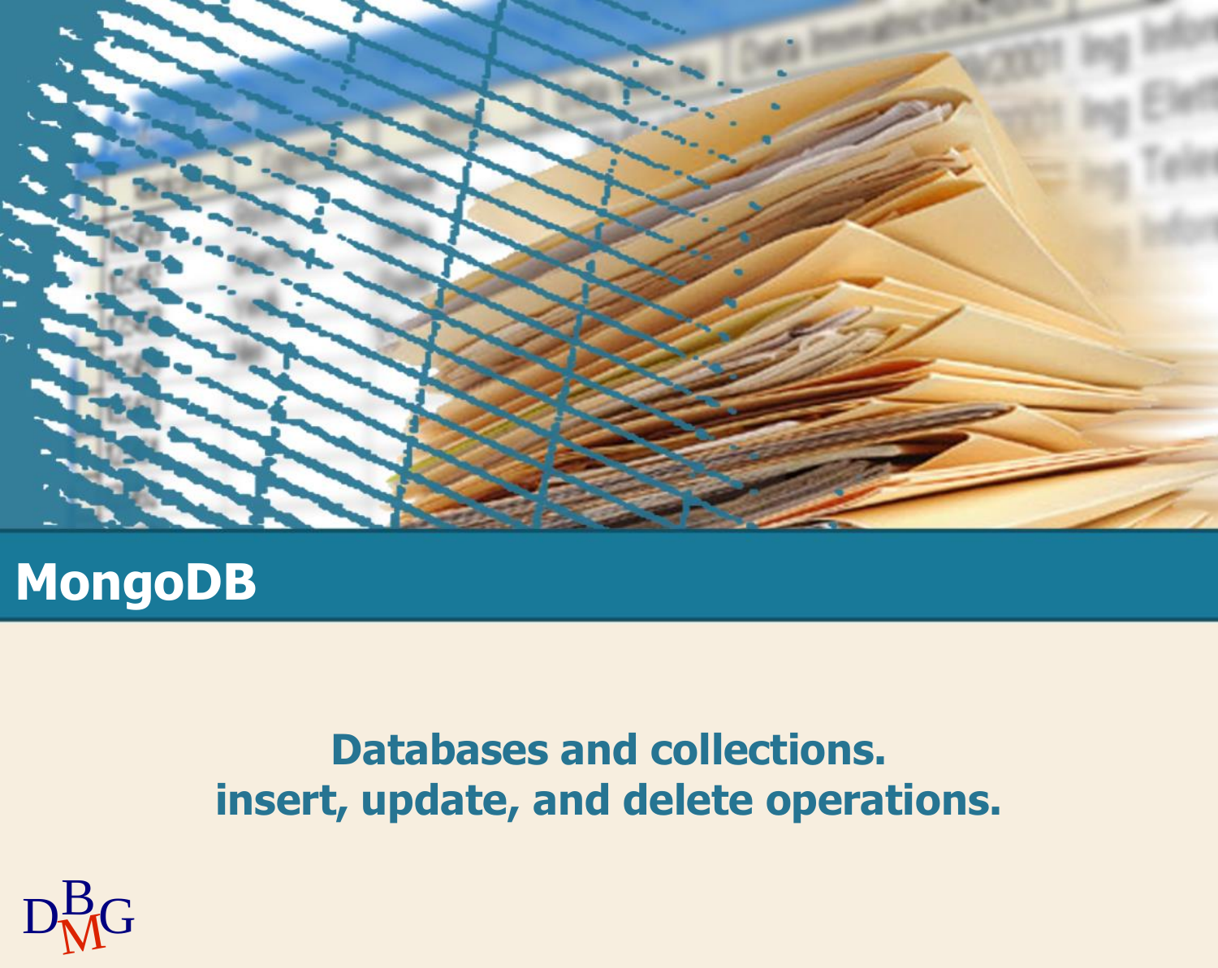# MongoDB

## Databases and collections. insert, update, and delete operations.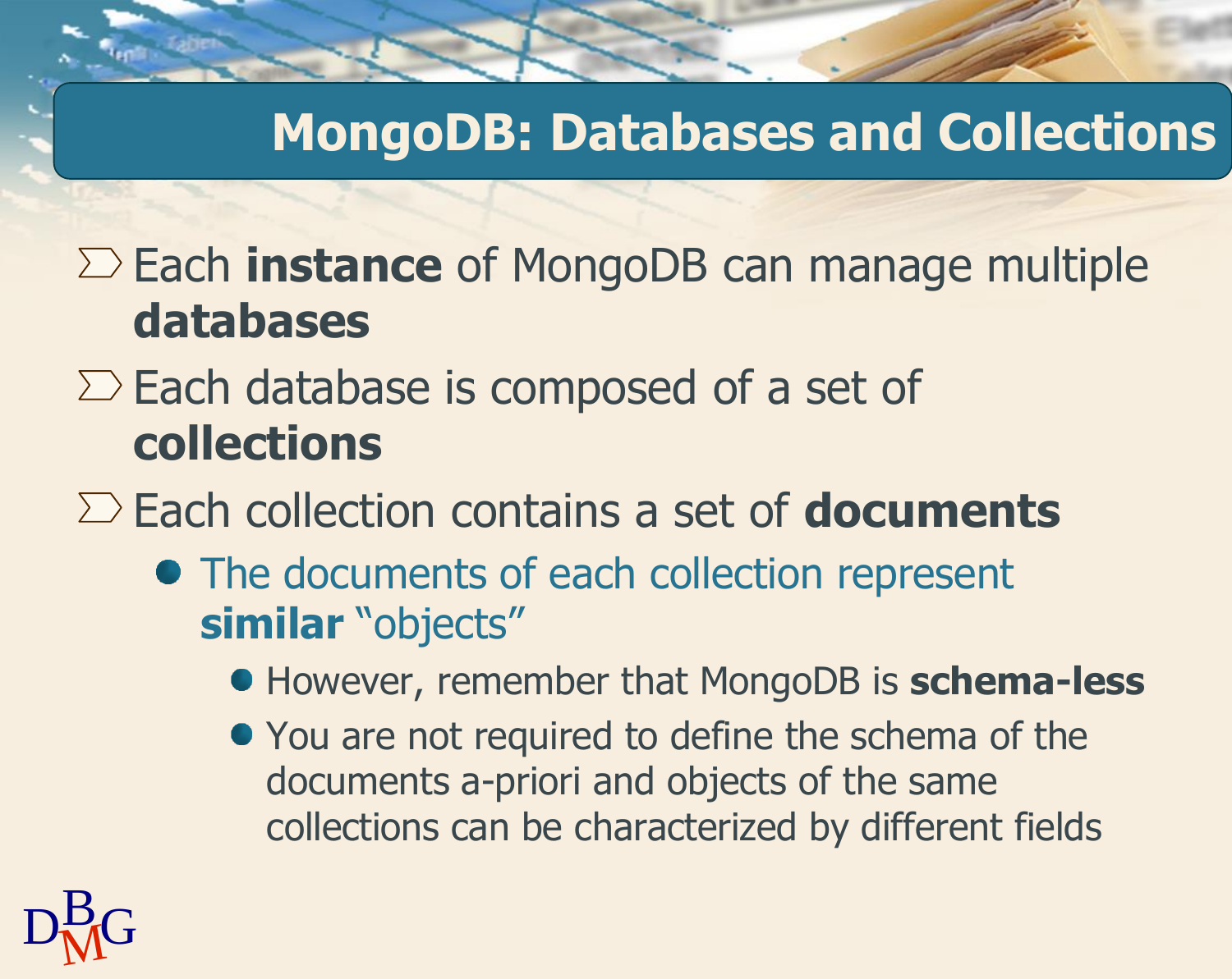# MongoDB: Databases and Collections

- Each **instance** of MongoDB can manage multiple **databases**
- Each database is composed of a set of **collections**
- Each collection contains a set of **documents**
  - The documents of each collection represent **similar** "objects"
    - However, remember that MongoDB is **schema-less**
    - You are not required to define the schema of the documents a-priori and objects of the same collections can be characterized by different fields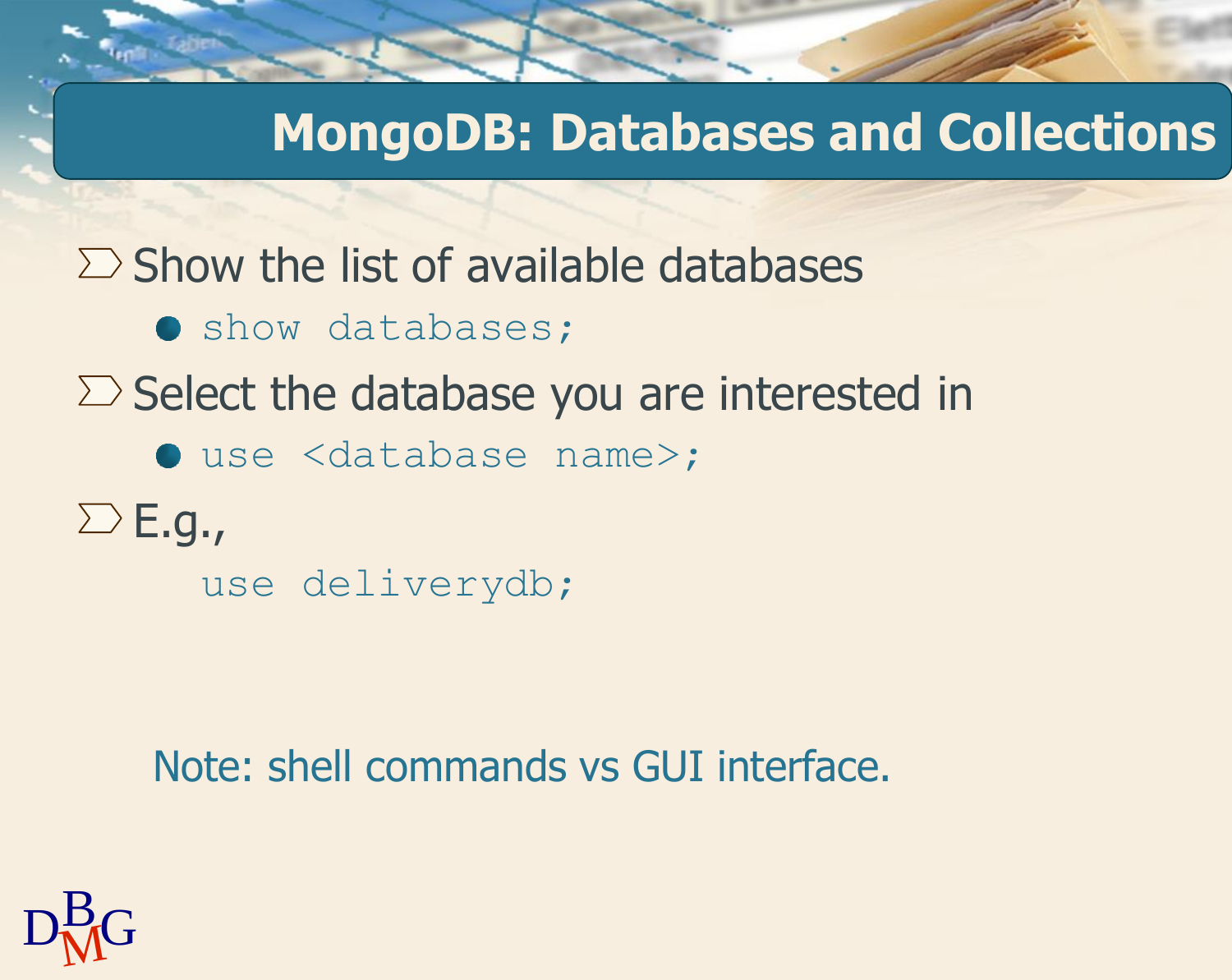# MongoDB: Databases and Collections

- Show the list of available databases
  - `show databases;`
- Select the database you are interested in
  - `use <database name>;`
- E.g.,

```
use deliverydb;
```

Note: shell commands vs GUI interface.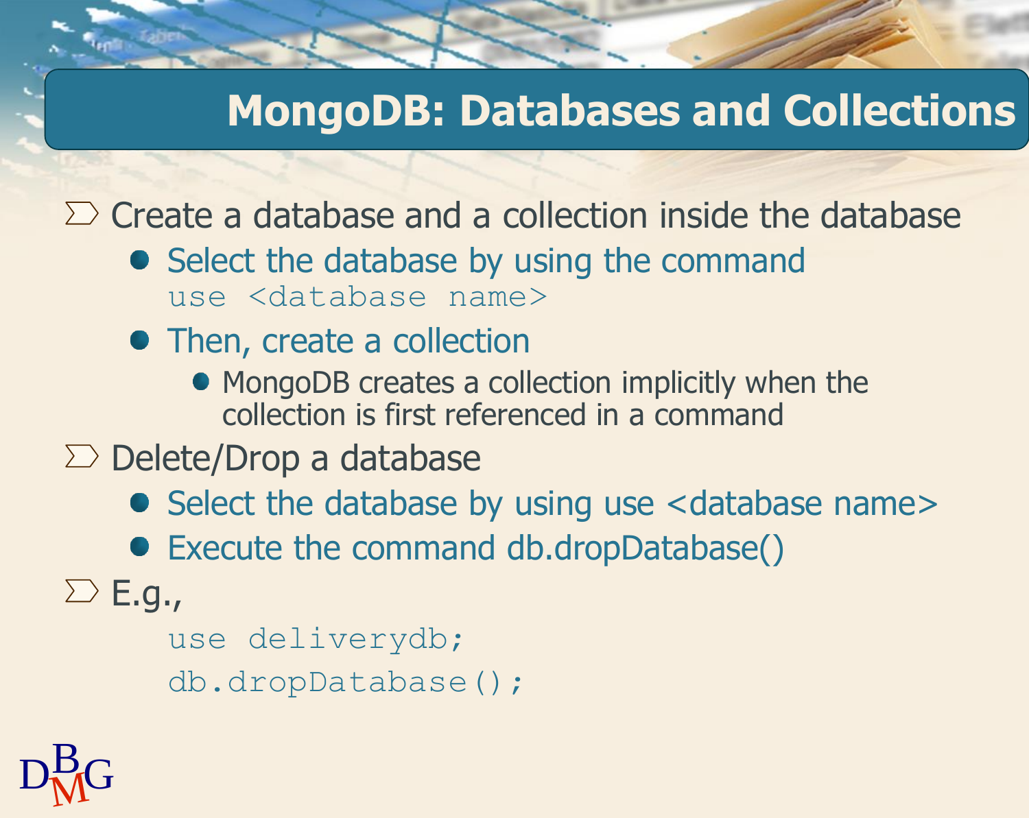# MongoDB: Databases and Collections

- Create a database and a collection inside the database
  - Select the database by using the command `use <database name>`
  - Then, create a collection
    - MongoDB creates a collection implicitly when the collection is first referenced in a command
- Delete/Drop a database
  - Select the database by using use <database name>
  - Execute the command db.dropDatabase()
- E.g.,

```
use deliverydb;
db.dropDatabase();
```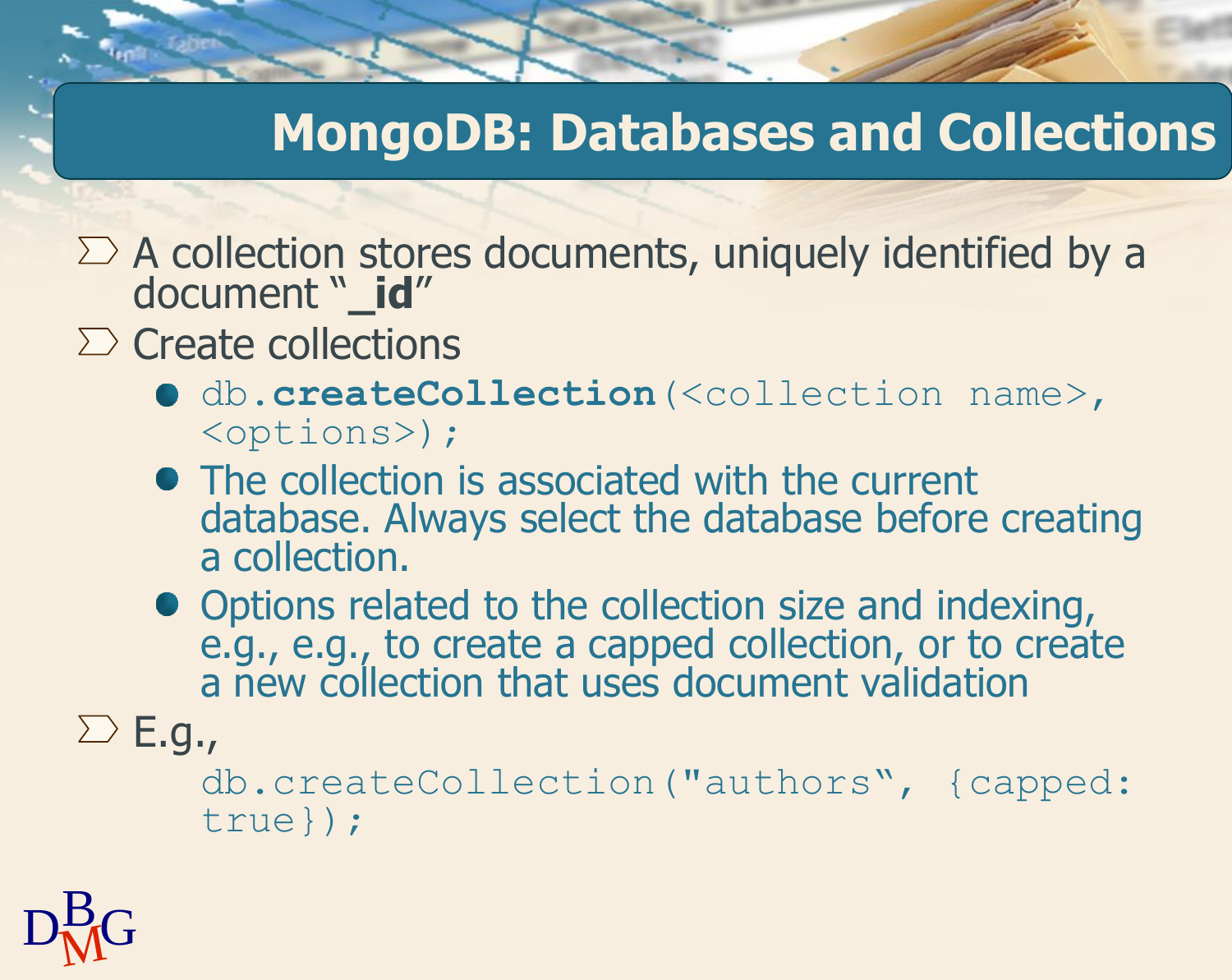# MongoDB: Databases and Collections

- A collection stores documents, uniquely identified by a document "**_id**"
- Create collections
  - `db.createCollection(<collection name>, <options>);`
  - The collection is associated with the current database. Always select the database before creating a collection.
  - Options related to the collection size and indexing, e.g., e.g., to create a capped collection, or to create a new collection that uses document validation
- E.g.,

```
db.createCollection("authors", {capped: true});
```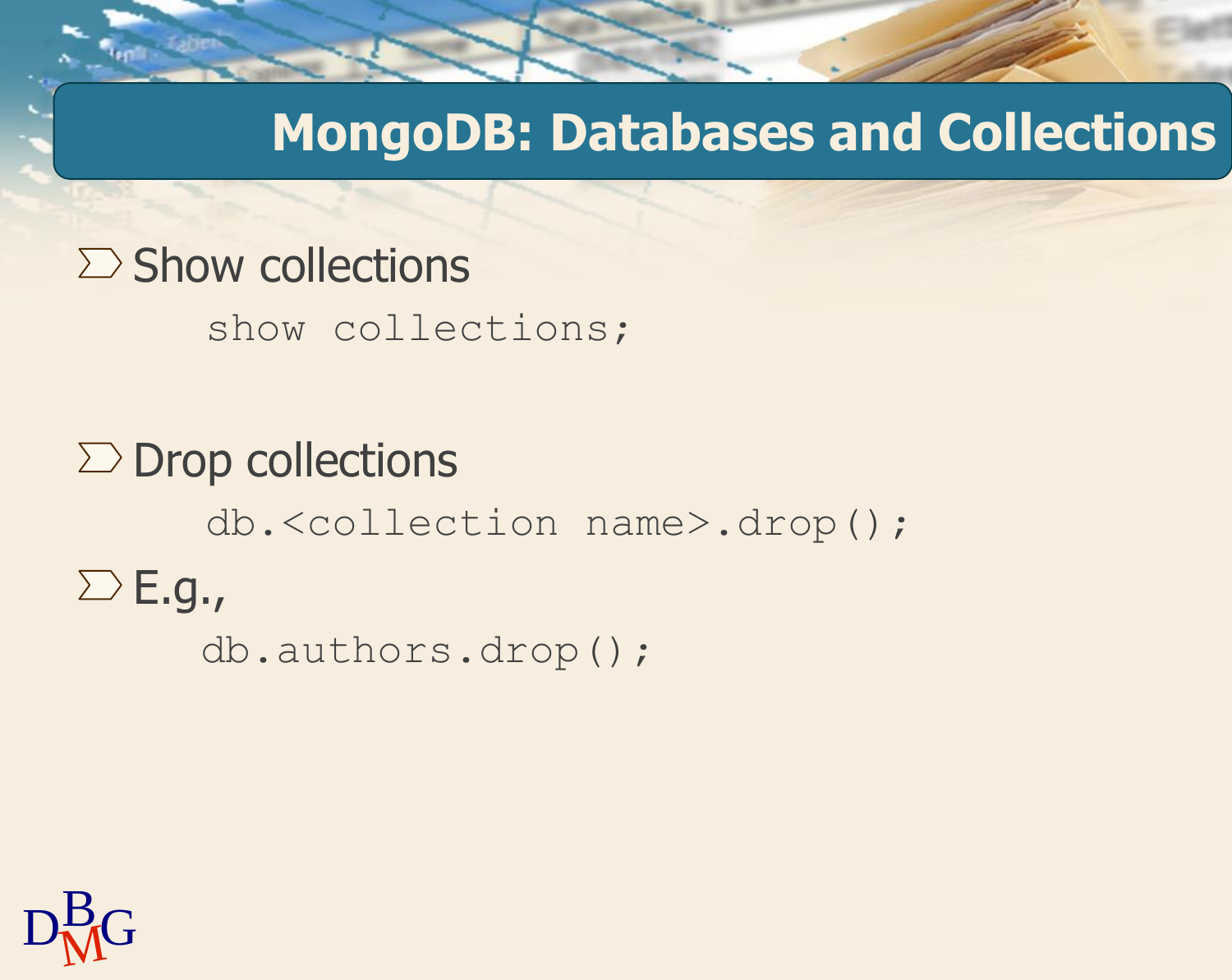# MongoDB: Databases and Collections

- Show collections

```
show collections;
```

- Drop collections

```
db.<collection name>.drop();
```

- E.g.,

```
db.authors.drop();
```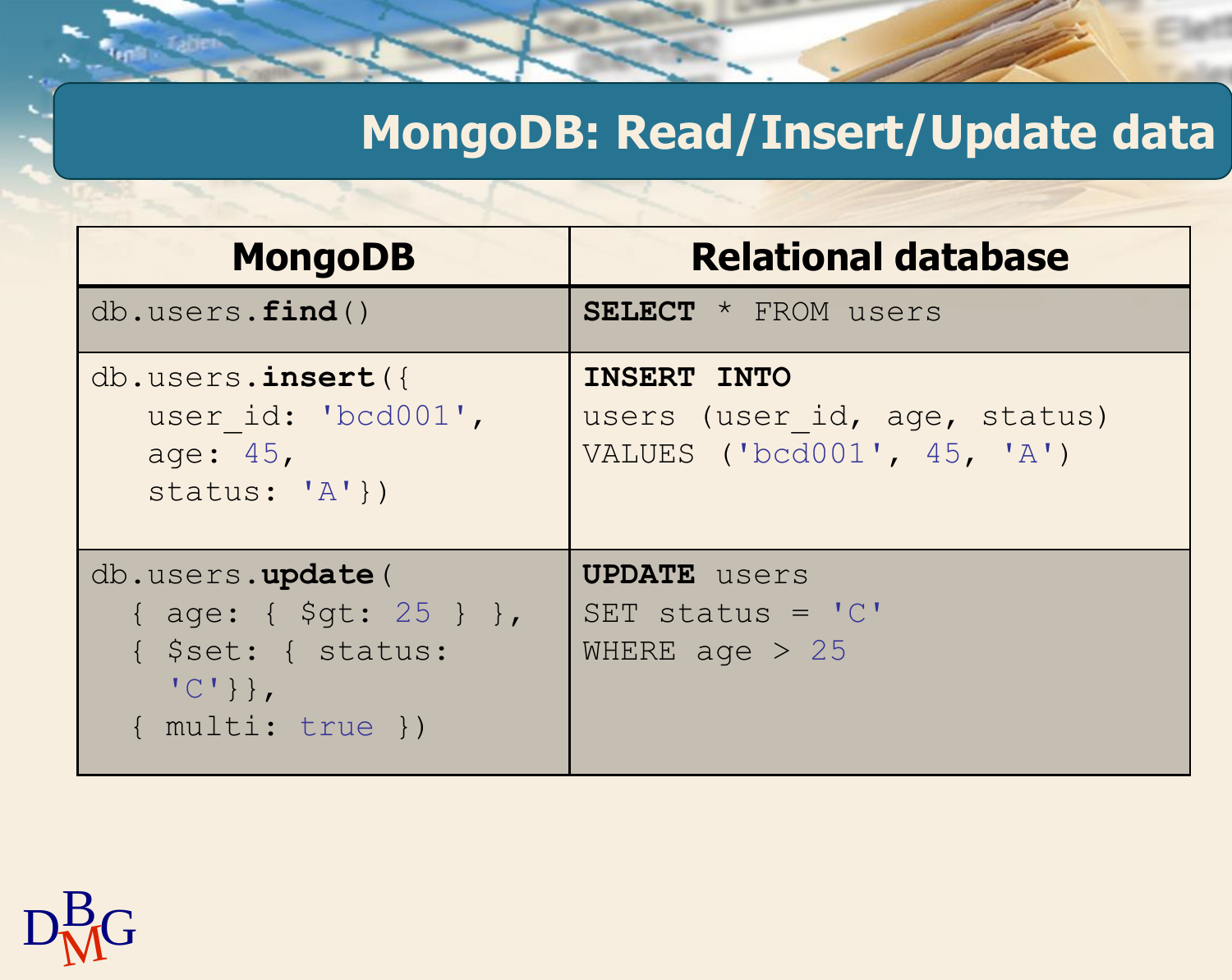# MongoDB: Read/Insert/Update data

| MongoDB | Relational database |
|---|---|
| `db.users.find()` | `SELECT * FROM users` |
| `db.users.insert({ user_id: 'bcd001', age: 45, status: 'A'})` | `INSERT INTO users (user_id, age, status) VALUES ('bcd001', 45, 'A')` |
| `db.users.update( { age: { $gt: 25 } }, { $set: { status: 'C'}}, { multi: true })` | `UPDATE users SET status = 'C' WHERE age > 25` |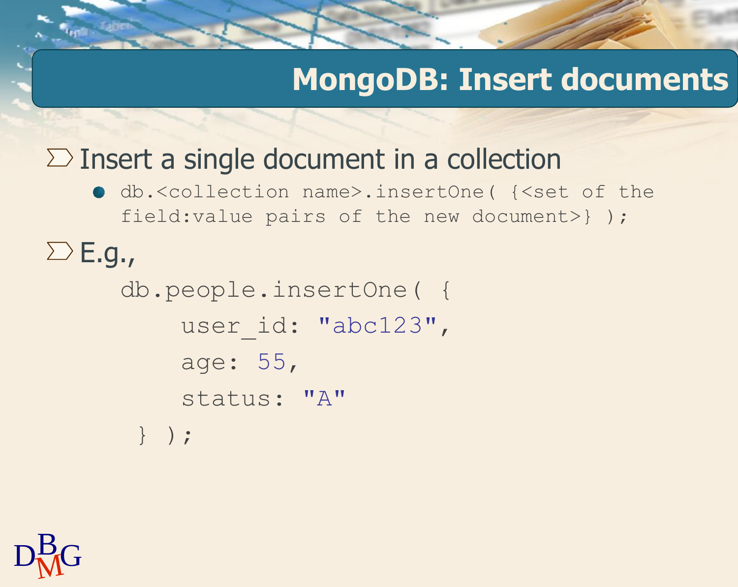# MongoDB: Insert documents

- Insert a single document in a collection
  - `db.<collection name>.insertOne( {<set of the field:value pairs of the new document>} );`
- E.g.,

```
db.people.insertOne( {
    user_id: "abc123",
    age: 55,
    status: "A"
 } );
```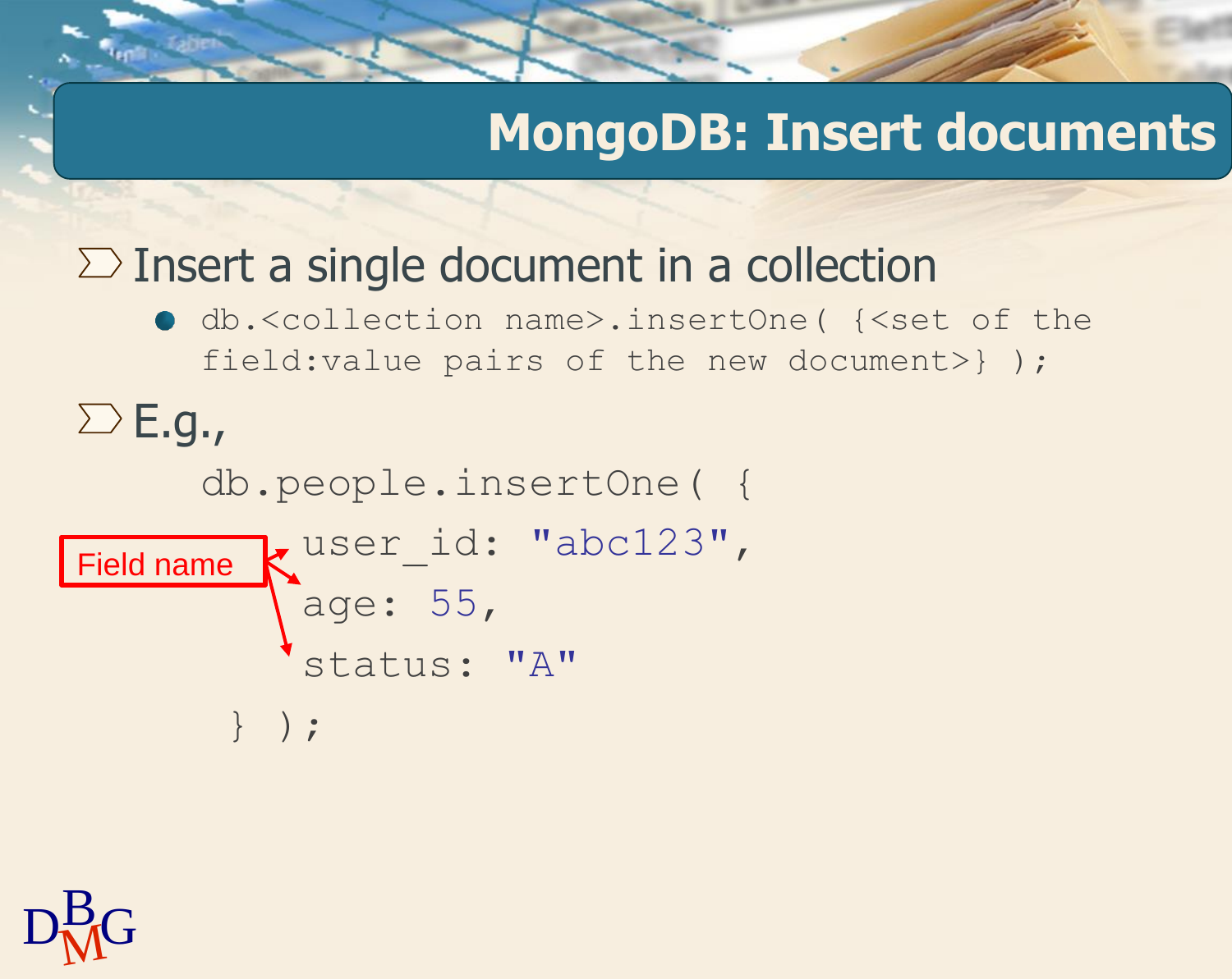# MongoDB: Insert documents

- Insert a single document in a collection
  - `db.<collection name>.insertOne( {<set of the field:value pairs of the new document>} );`
- E.g.,

```
db.people.insertOne( {
    user_id: "abc123",
    age: 55,
    status: "A"
 } );
```

Field name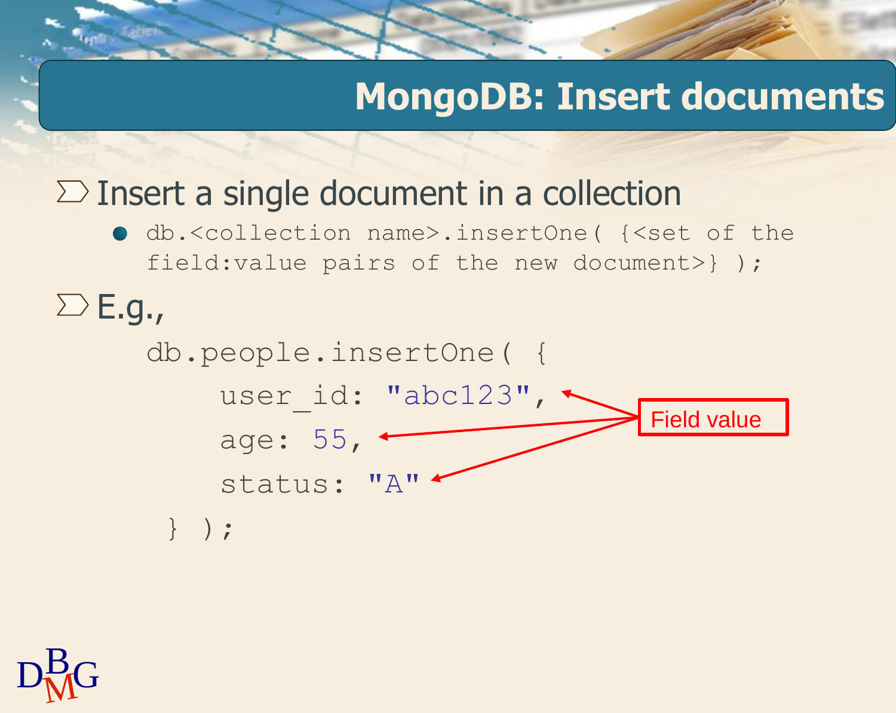# MongoDB: Insert documents

- Insert a single document in a collection
  - `db.<collection name>.insertOne( {<set of the field:value pairs of the new document>} );`
- E.g.,

```
db.people.insertOne( {
    user_id: "abc123",
    age: 55,
    status: "A"
 } );
```

Field value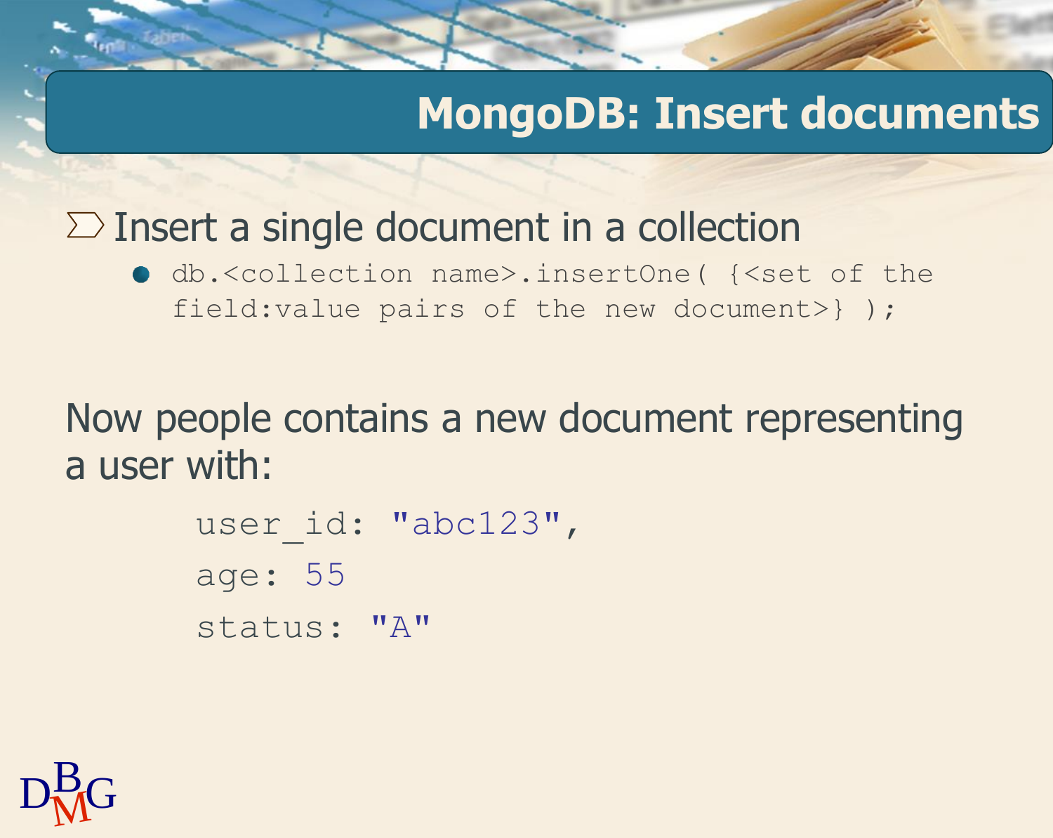# MongoDB: Insert documents

- Insert a single document in a collection
  - `db.<collection name>.insertOne( {<set of the field:value pairs of the new document>} );`

Now people contains a new document representing a user with:

```
user_id: "abc123",
age: 55
status: "A"
```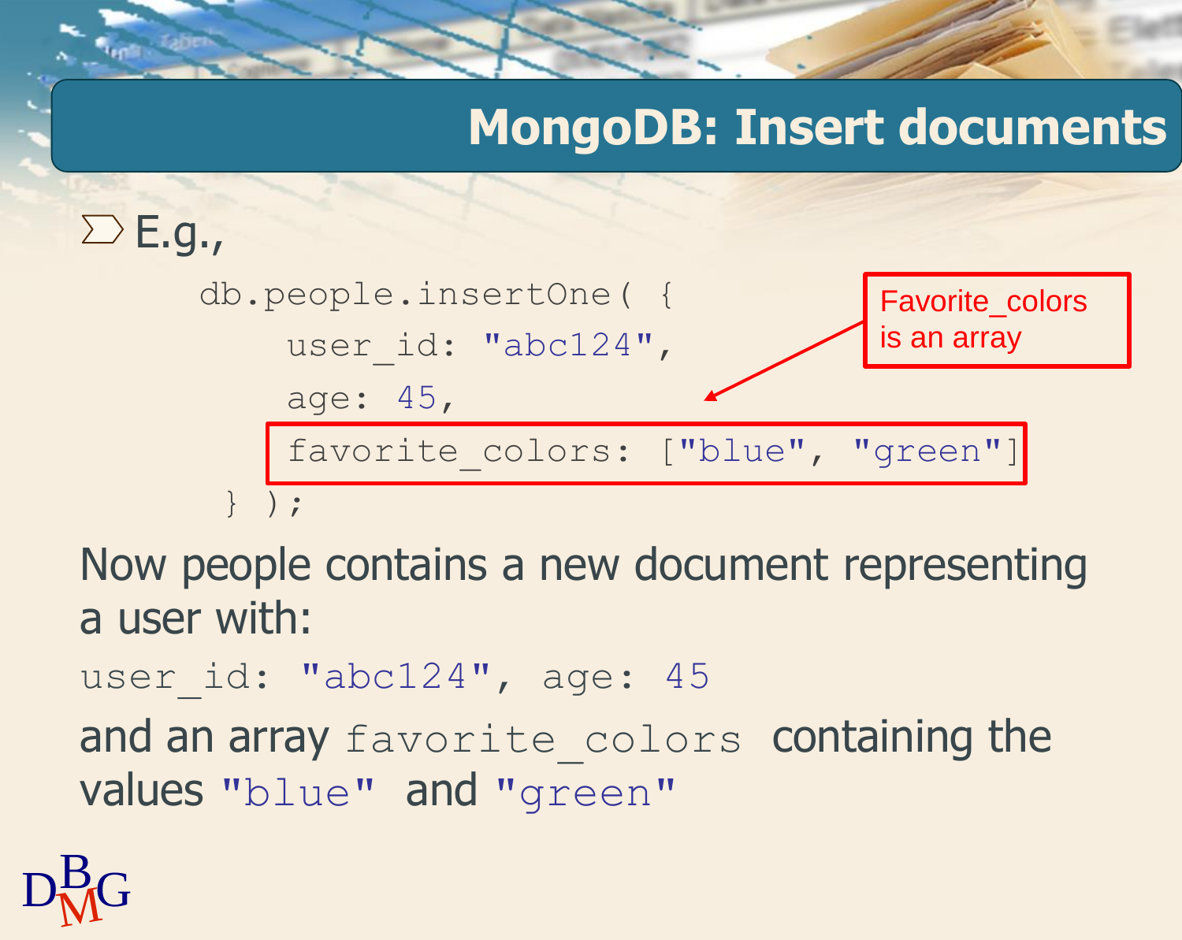# MongoDB: Insert documents

- E.g.,

```
db.people.insertOne( {
    user_id: "abc124",
    age: 45,
    favorite_colors: ["blue", "green"]
 } );
```

Favorite_colors is an array

Now people contains a new document representing a user with:

`user_id: "abc124", age: 45`

and an array `favorite_colors` containing the values `"blue"` and `"green"`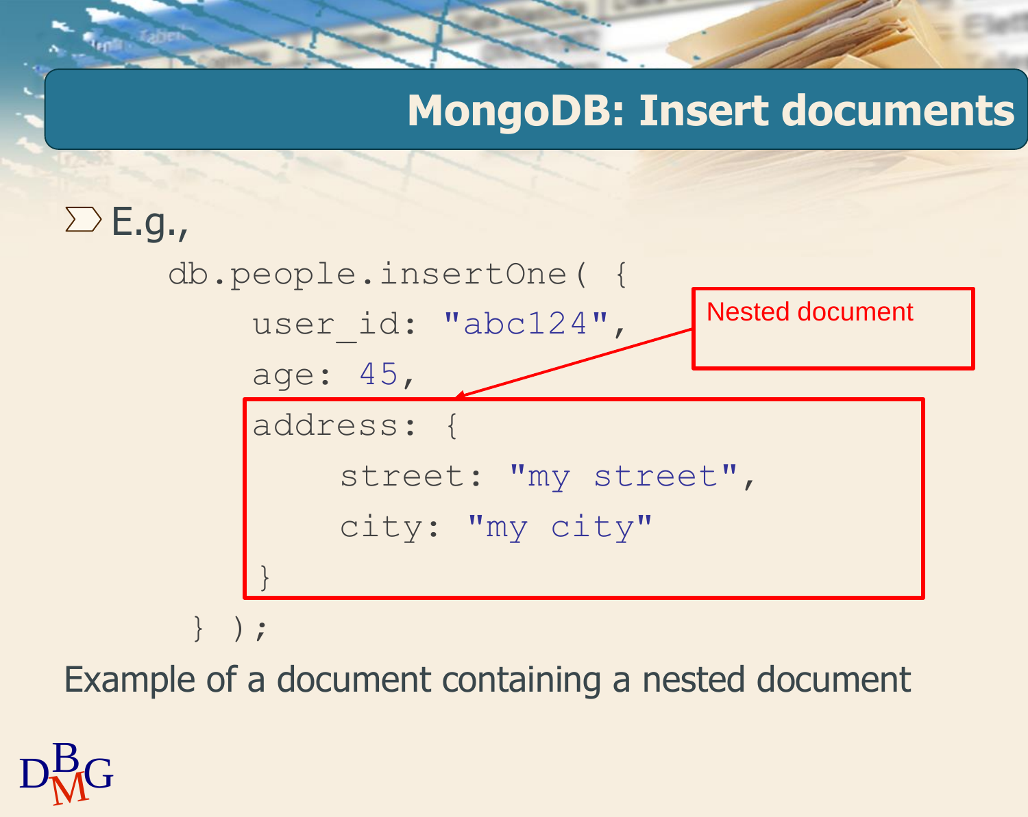# MongoDB: Insert documents

- E.g.,

```
db.people.insertOne( {
    user_id: "abc124",
    age: 45,
    address: {
        street: "my street",
        city: "my city"
    }
} );
```

Nested document

Example of a document containing a nested document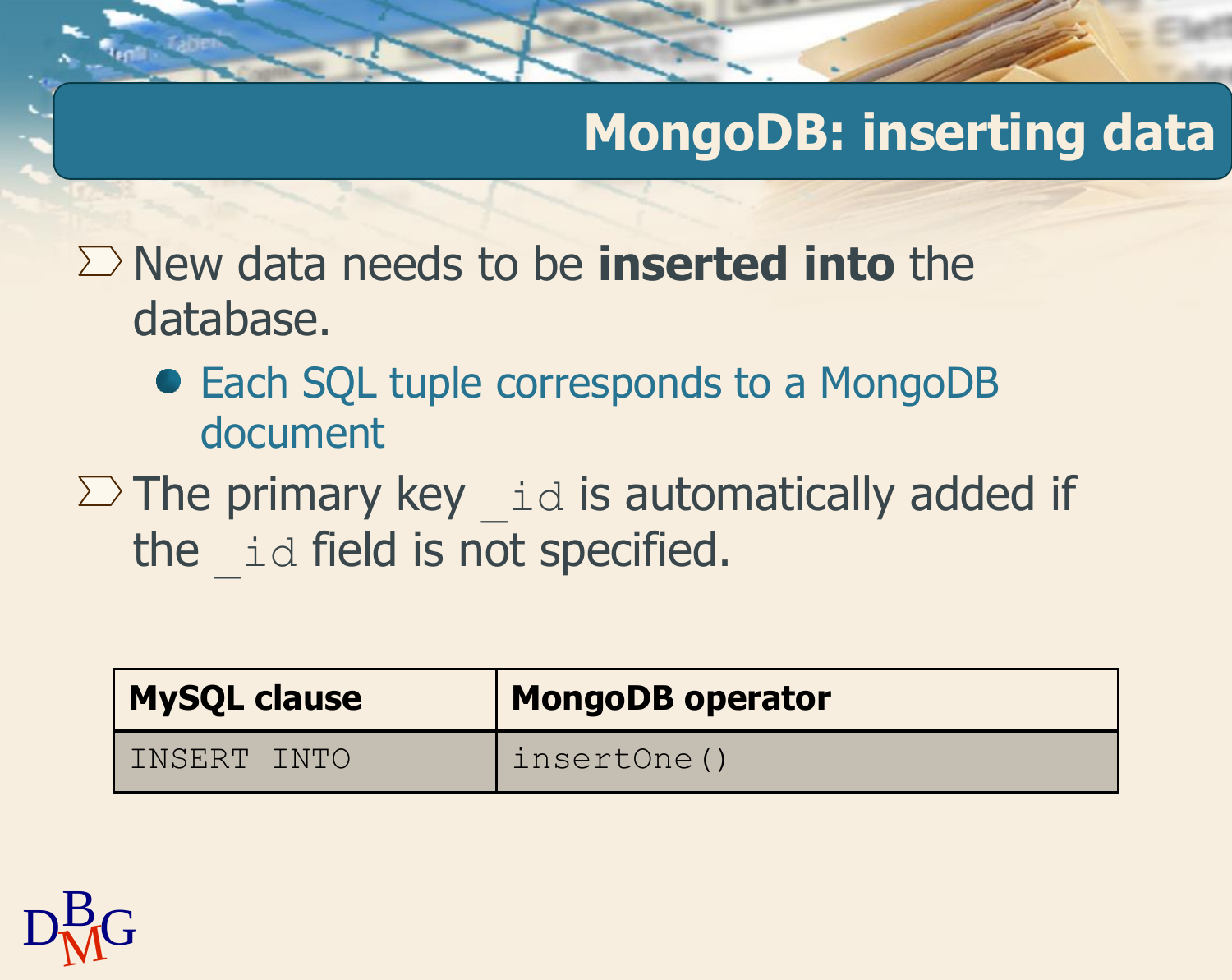# MongoDB: inserting data

- New data needs to be **inserted into** the database.
  - Each SQL tuple corresponds to a MongoDB document
- The primary key `_id` is automatically added if the `_id` field is not specified.

| MySQL clause | MongoDB operator |
| --- | --- |
| `INSERT INTO` | `insertOne()` |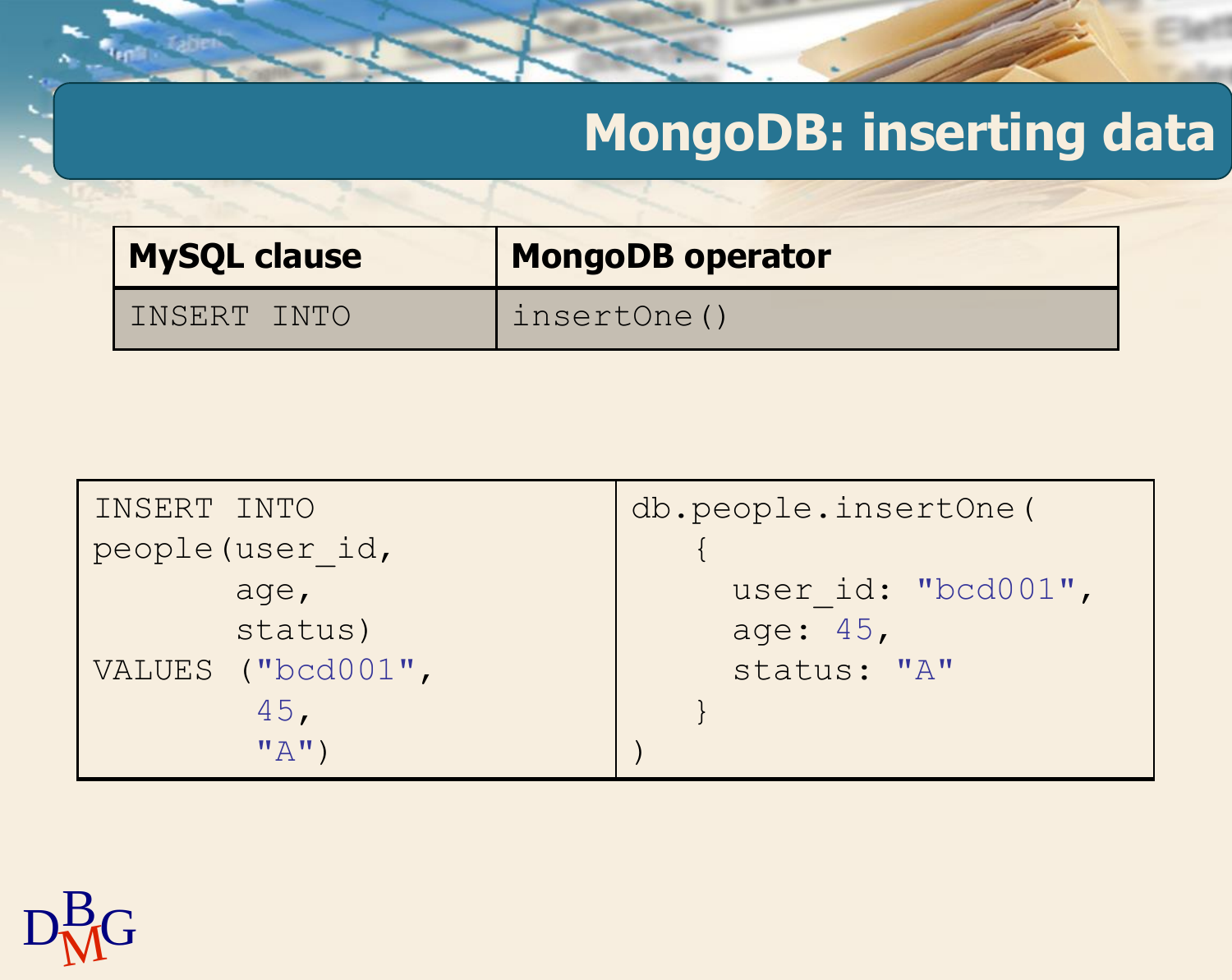# MongoDB: inserting data

| MySQL clause | MongoDB operator |
| --- | --- |
| INSERT INTO | insertOne() |

| | |
| --- | --- |
| INSERT INTO people(user_id, age, status) VALUES ("bcd001", 45, "A") | db.people.insertOne( { user_id: "bcd001", age: 45, status: "A" } ) |

```sql
INSERT INTO
people(user_id,
       age,
       status)
VALUES ("bcd001",
        45,
        "A")
```

```javascript
db.people.insertOne(
   {
     user_id: "bcd001",
     age: 45,
     status: "A"
   }
)
```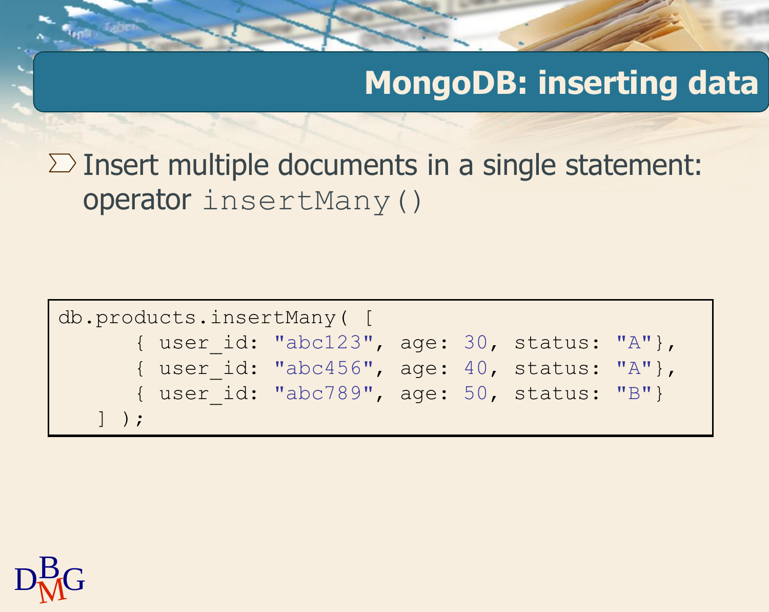# MongoDB: inserting data

- Insert multiple documents in a single statement: operator `insertMany()`

```
db.products.insertMany( [
      { user_id: "abc123", age: 30, status: "A"},
      { user_id: "abc456", age: 40, status: "A"},
      { user_id: "abc789", age: 50, status: "B"}
   ] );
```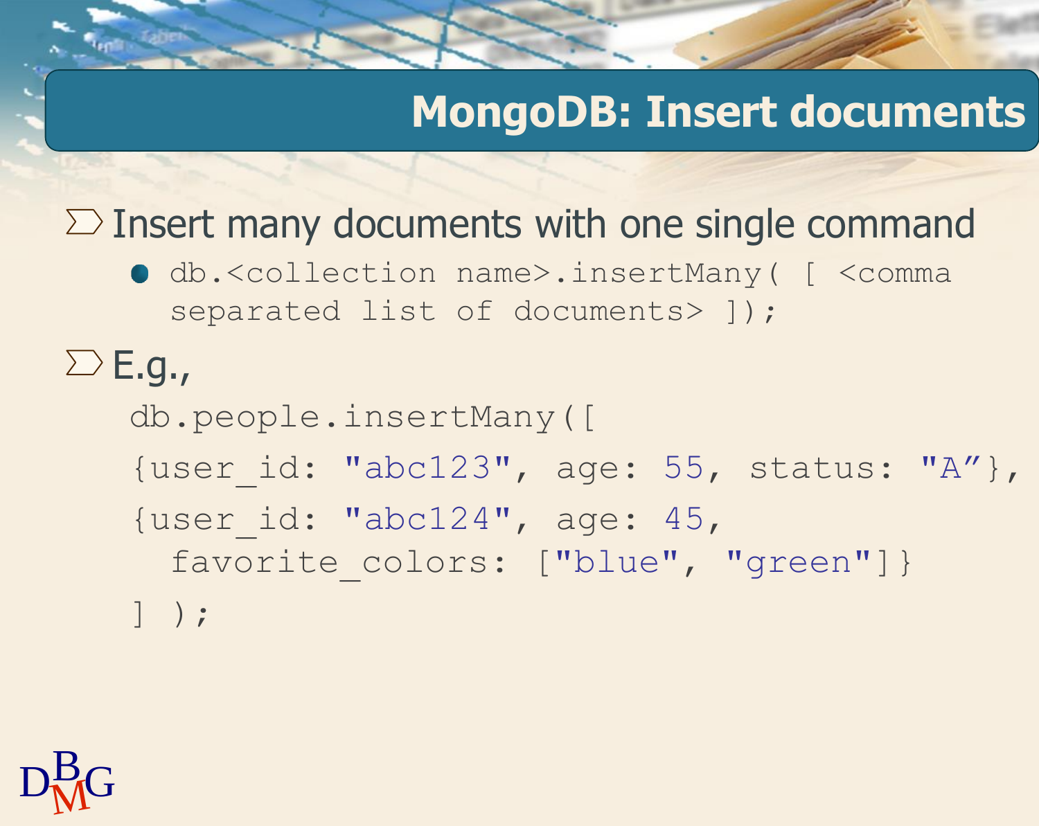# MongoDB: Insert documents

- Insert many documents with one single command
  - `db.<collection name>.insertMany( [ <comma separated list of documents> ]);`
- E.g.,

```
db.people.insertMany([
{user_id: "abc123", age: 55, status: "A”},
{user_id: "abc124", age: 45,
  favorite_colors: ["blue", "green"]}
] );
```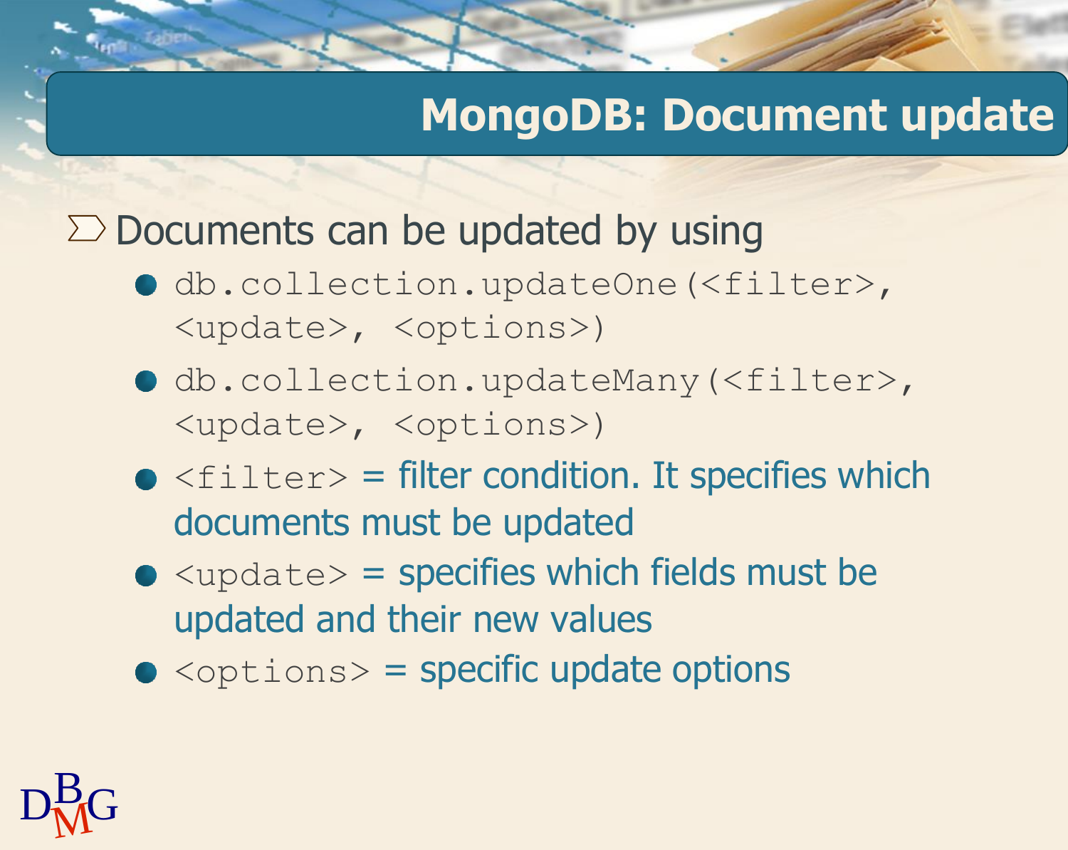# MongoDB: Document update

- Documents can be updated by using
  - `db.collection.updateOne(<filter>, <update>, <options>)`
  - `db.collection.updateMany(<filter>, <update>, <options>)`
  - `<filter>` = filter condition. It specifies which documents must be updated
  - `<update>` = specifies which fields must be updated and their new values
  - `<options>` = specific update options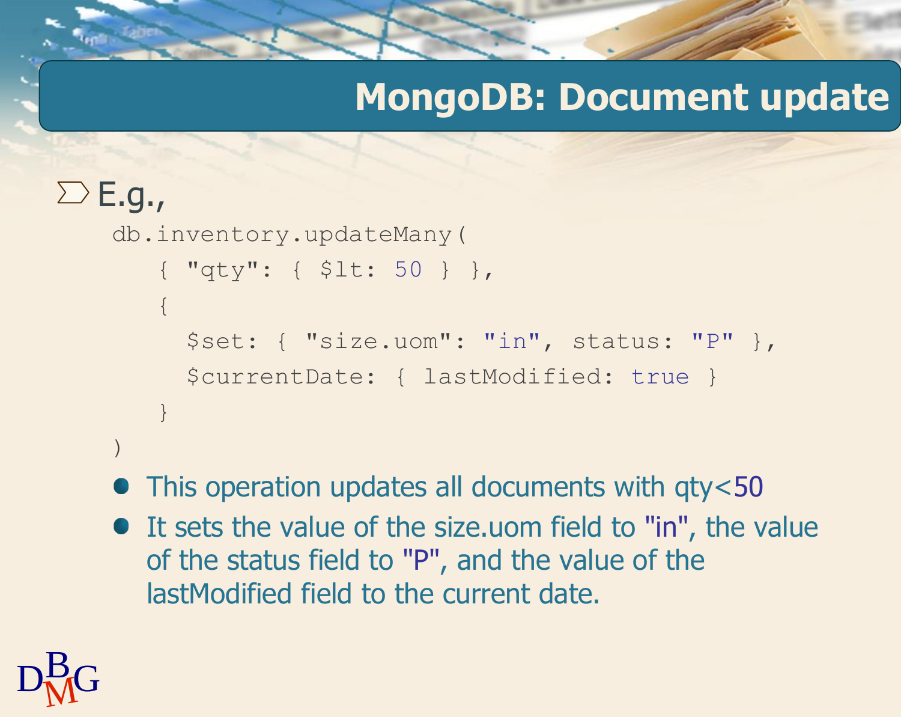# MongoDB: Document update

- E.g.,

```
db.inventory.updateMany(
   { "qty": { $lt: 50 } },
   {
     $set: { "size.uom": "in", status: "P" },
     $currentDate: { lastModified: true }
   }
)
```

  - This operation updates all documents with qty<50
  - It sets the value of the size.uom field to "in", the value of the status field to "P", and the value of the lastModified field to the current date.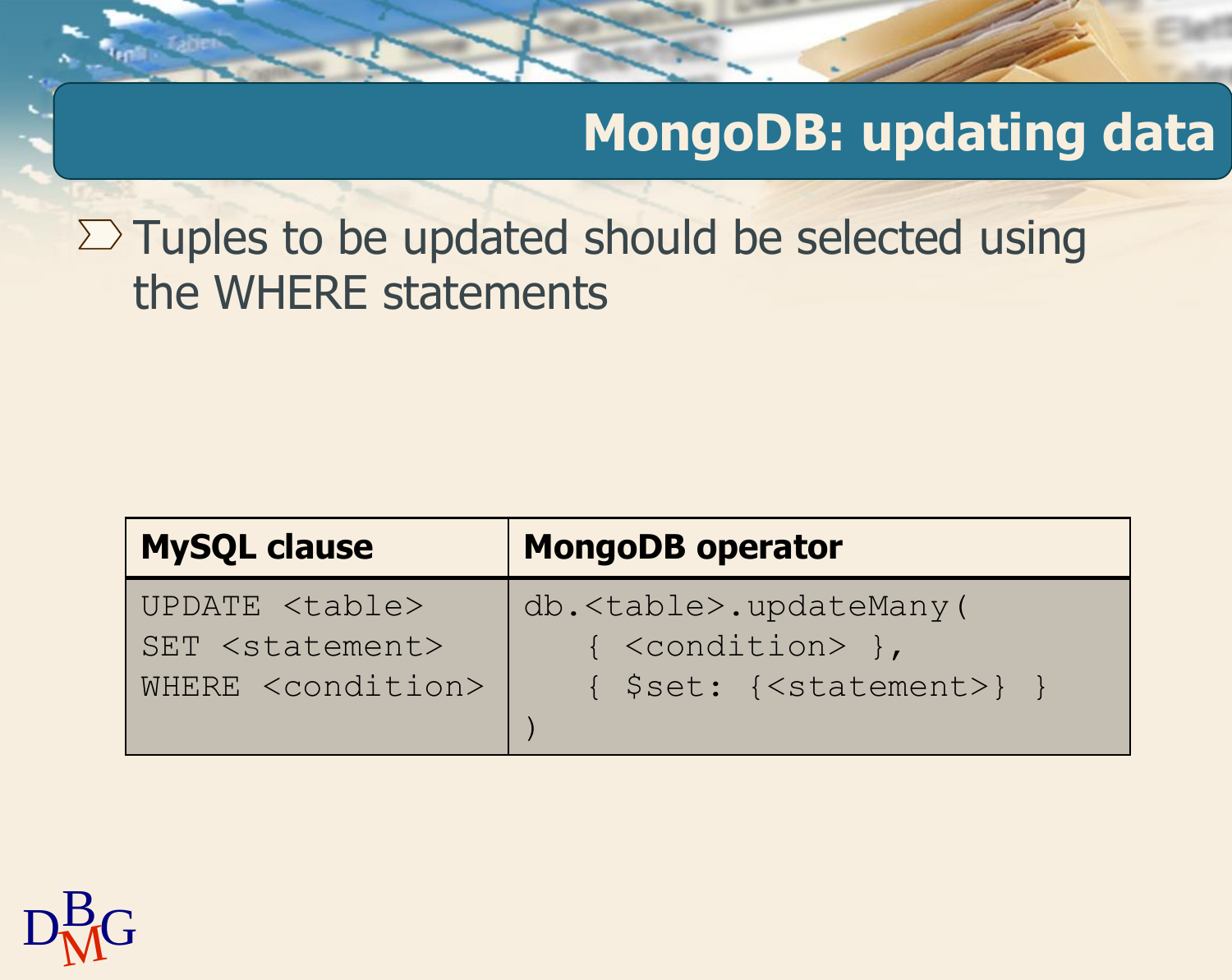# MongoDB: updating data

- Tuples to be updated should be selected using the WHERE statements

| MySQL clause | MongoDB operator |
| --- | --- |
| `UPDATE <table>`<br>`SET <statement>`<br>`WHERE <condition>` | `db.<table>.updateMany(`<br>`{ <condition> },`<br>`{ $set: {<statement>} }`<br>`)` |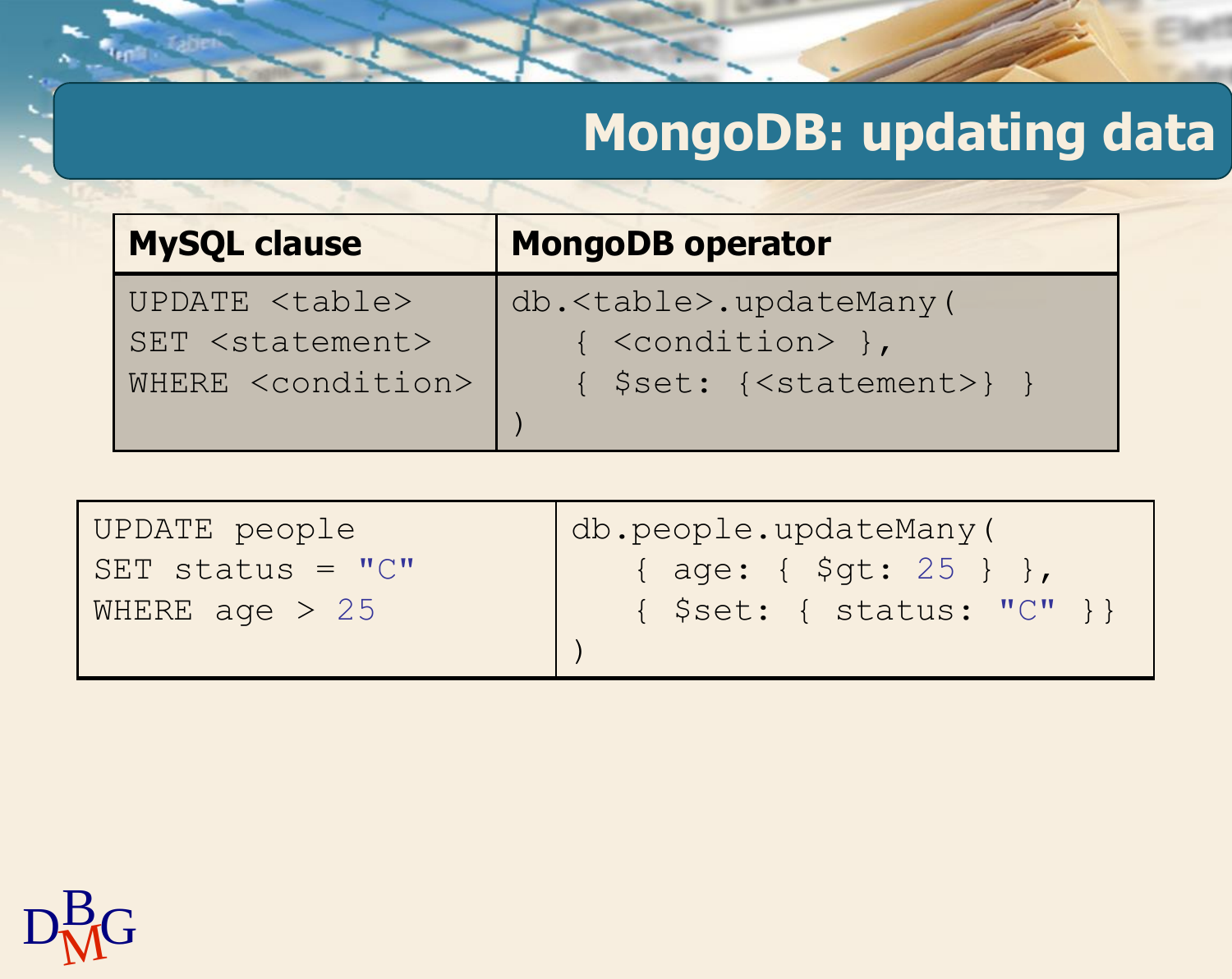# MongoDB: updating data

| MySQL clause | MongoDB operator |
| --- | --- |
| UPDATE <table> SET <statement> WHERE <condition> | db.<table>.updateMany( { <condition> }, { $set: {<statement>} } ) |

| | |
| --- | --- |
| UPDATE people SET status = "C" WHERE age > 25 | db.people.updateMany( { age: { $gt: 25 } }, { $set: { status: "C" }} ) |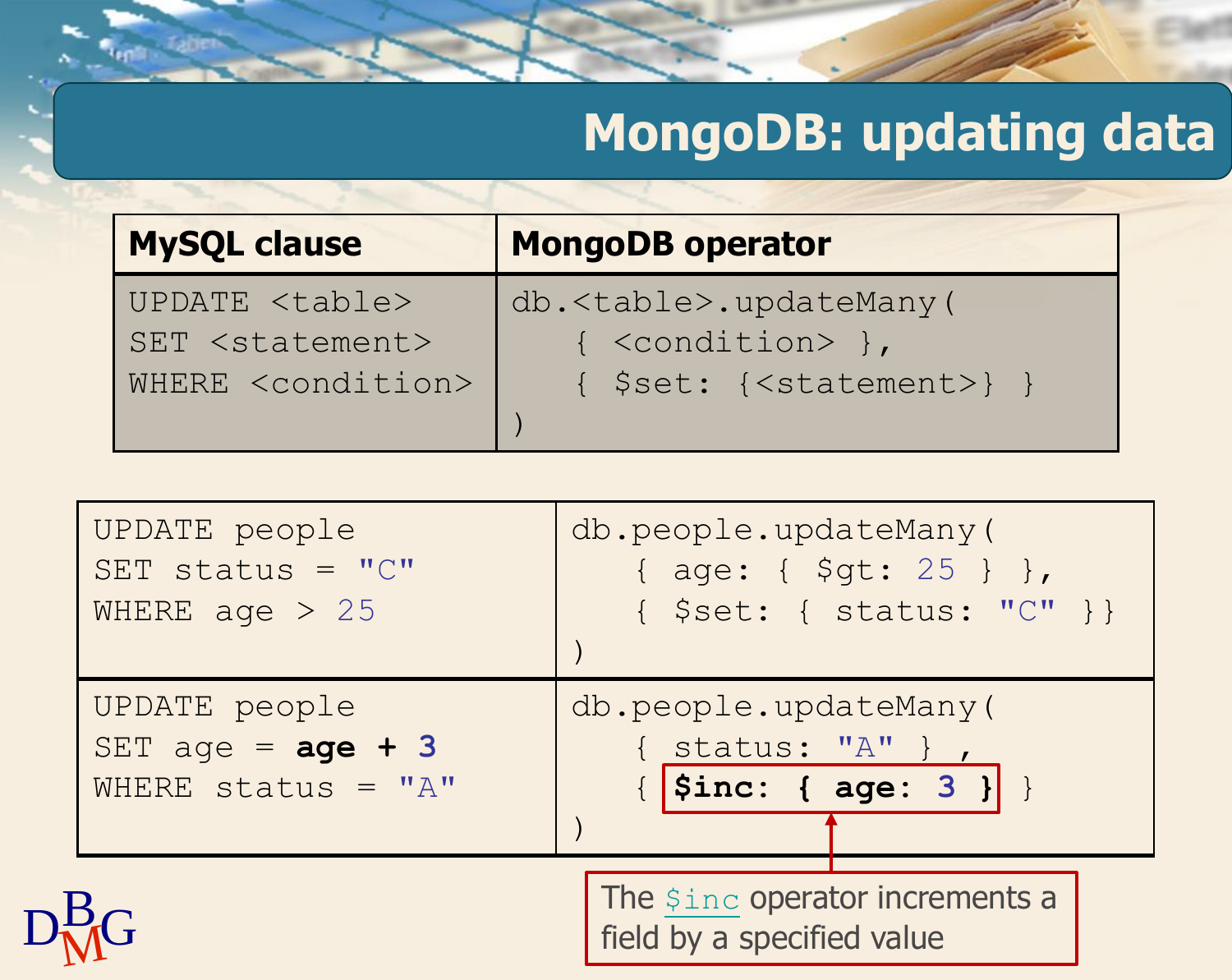# MongoDB: updating data

| MySQL clause | MongoDB operator |
| --- | --- |
| `UPDATE <table>`<br>`SET <statement>`<br>`WHERE <condition>` | `db.<table>.updateMany(`<br>`{ <condition> },`<br>`{ $set: {<statement>} }`<br>`)` |

| | |
| --- | --- |
| `UPDATE people`<br>`SET status = "C"`<br>`WHERE age > 25` | `db.people.updateMany(`<br>`{ age: { $gt: 25 } },`<br>`{ $set: { status: "C" }}`<br>`)` |
| `UPDATE people`<br>`SET age = age + 3`<br>`WHERE status = "A"` | `db.people.updateMany(`<br>`{ status: "A" } ,`<br>`{ $inc: { age: 3 } }`<br>`)` |

The `$inc` operator increments a field by a specified value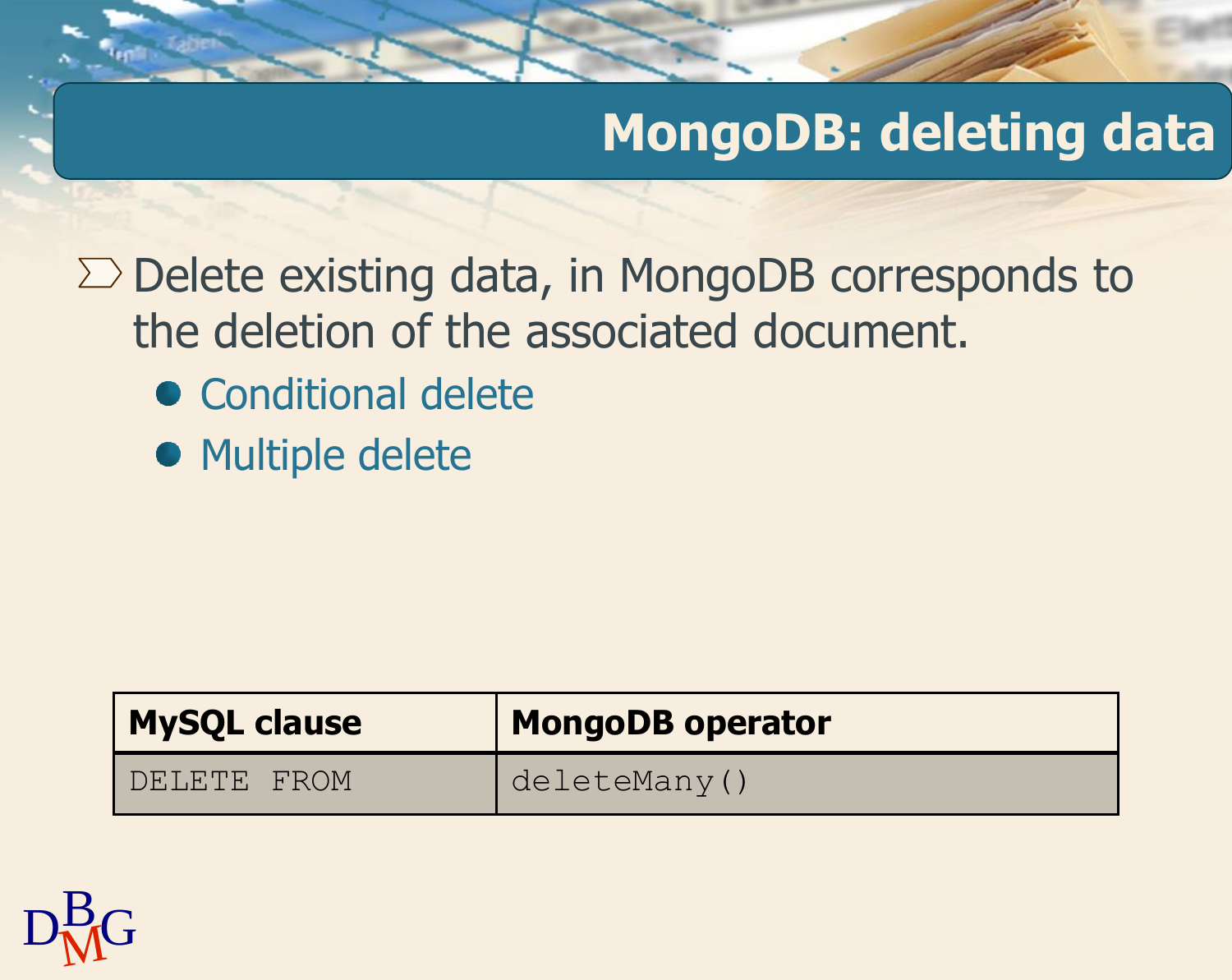# MongoDB: deleting data

- Delete existing data, in MongoDB corresponds to the deletion of the associated document.
  - Conditional delete
  - Multiple delete

| MySQL clause | MongoDB operator |
| --- | --- |
| `DELETE FROM` | `deleteMany()` |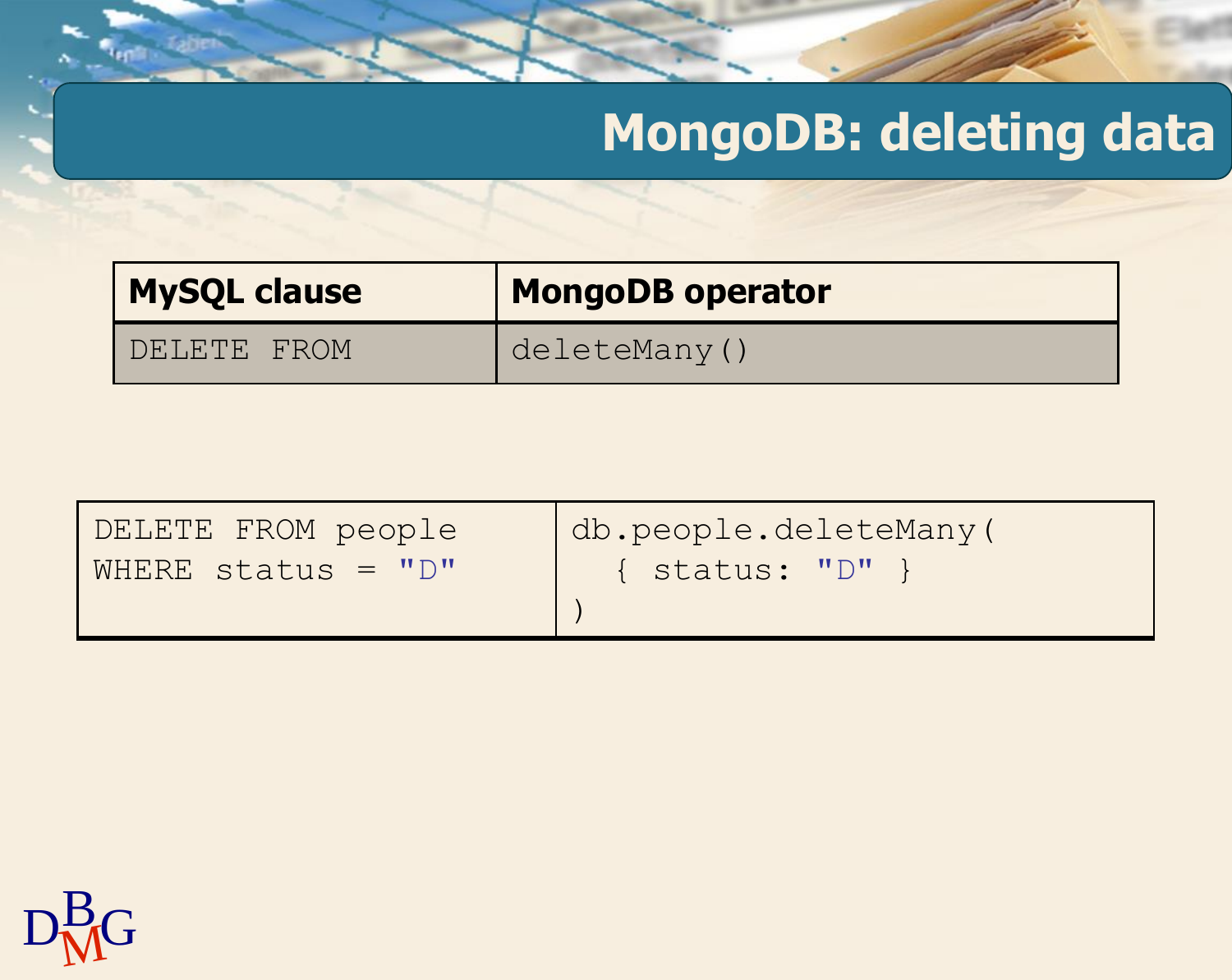# MongoDB: deleting data

| MySQL clause | MongoDB operator |
| --- | --- |
| DELETE FROM | deleteMany() |

| | |
| --- | --- |
| DELETE FROM people<br>WHERE status = "D" | db.people.deleteMany(<br>  { status: "D" }<br>) |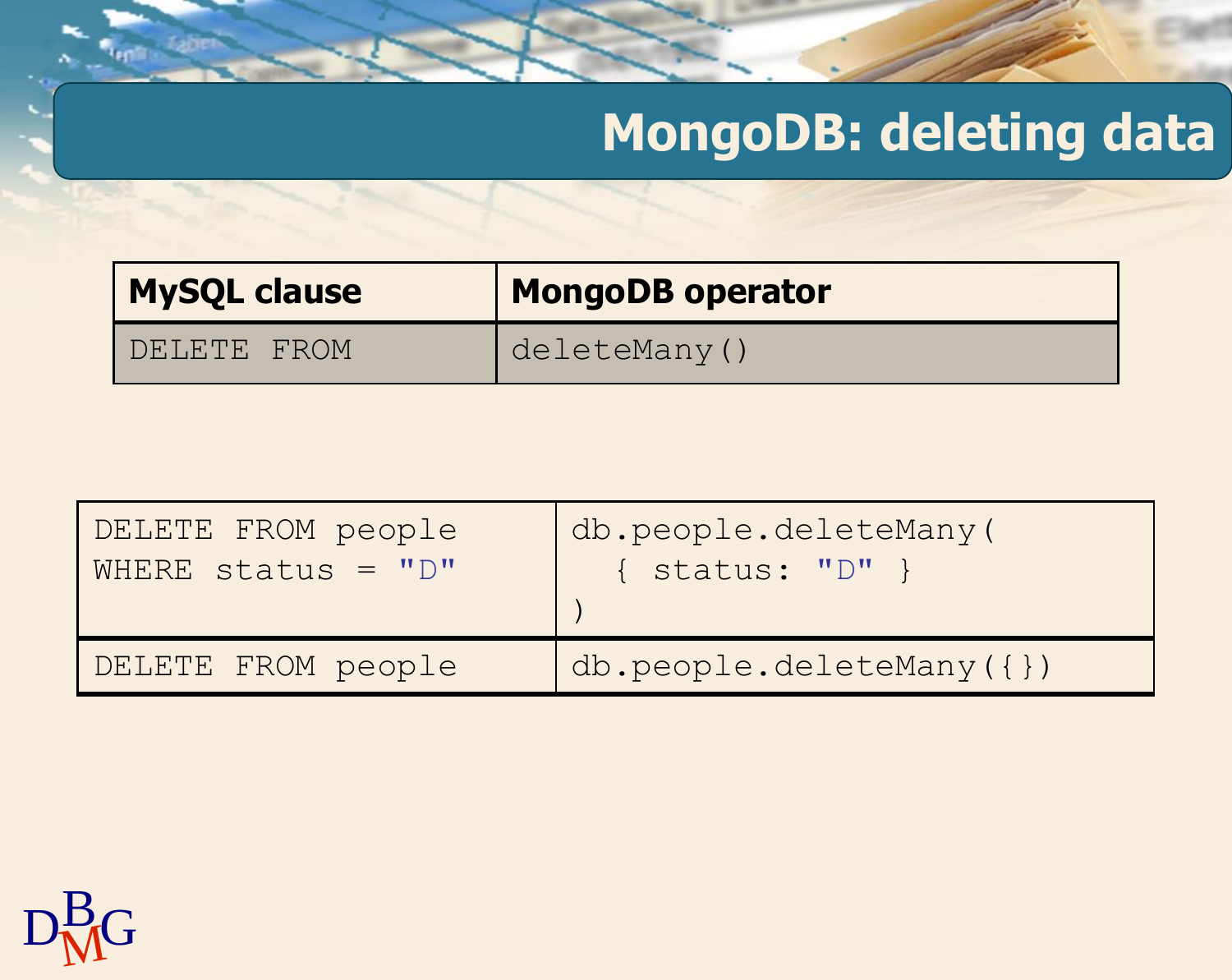# MongoDB: deleting data

| MySQL clause | MongoDB operator |
|---|---|
| `DELETE FROM` | `deleteMany()` |

| | |
|---|---|
| `DELETE FROM people WHERE status = "D"` | `db.people.deleteMany( { status: "D" } )` |
| `DELETE FROM people` | `db.people.deleteMany({})` |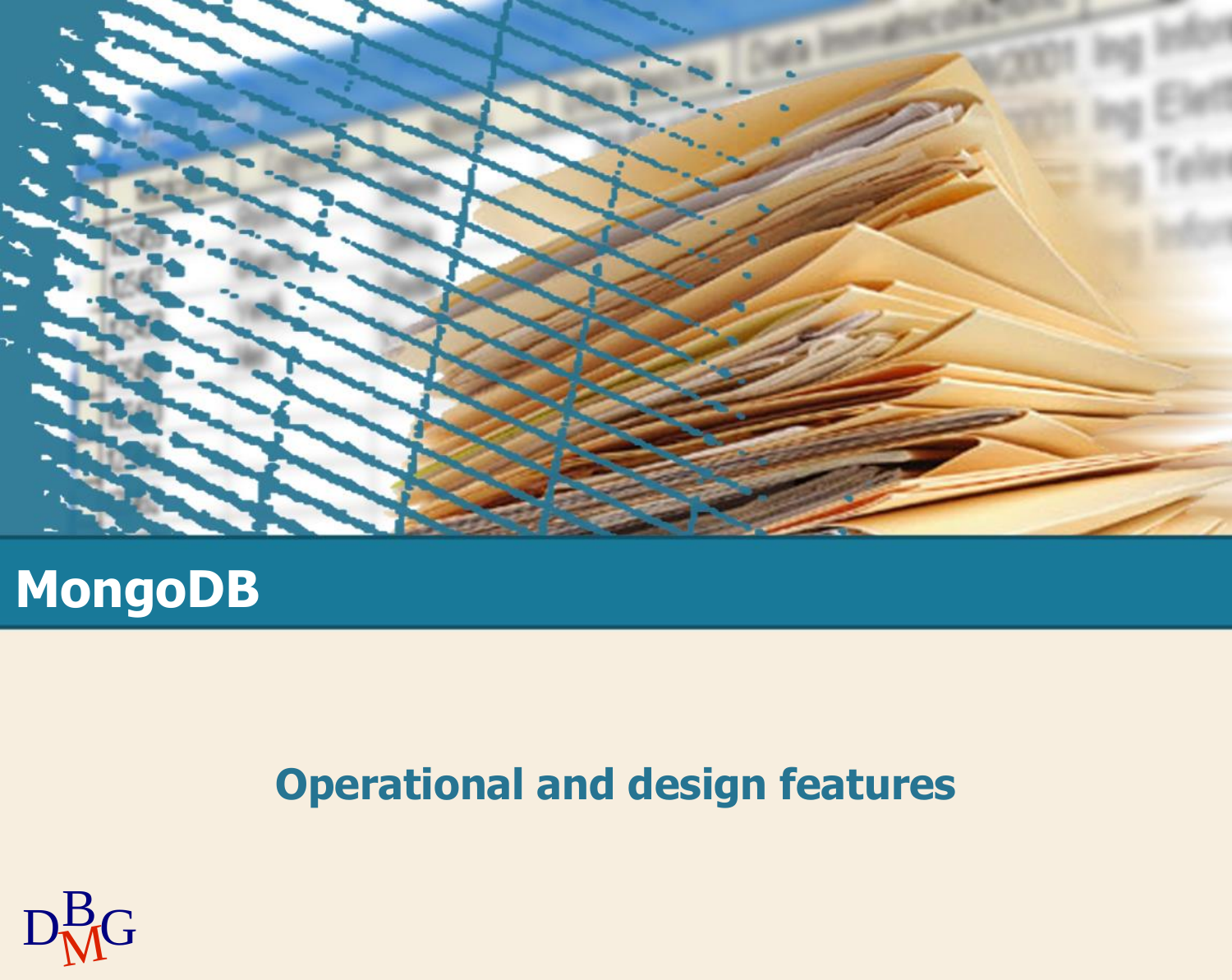# MongoDB

## Operational and design features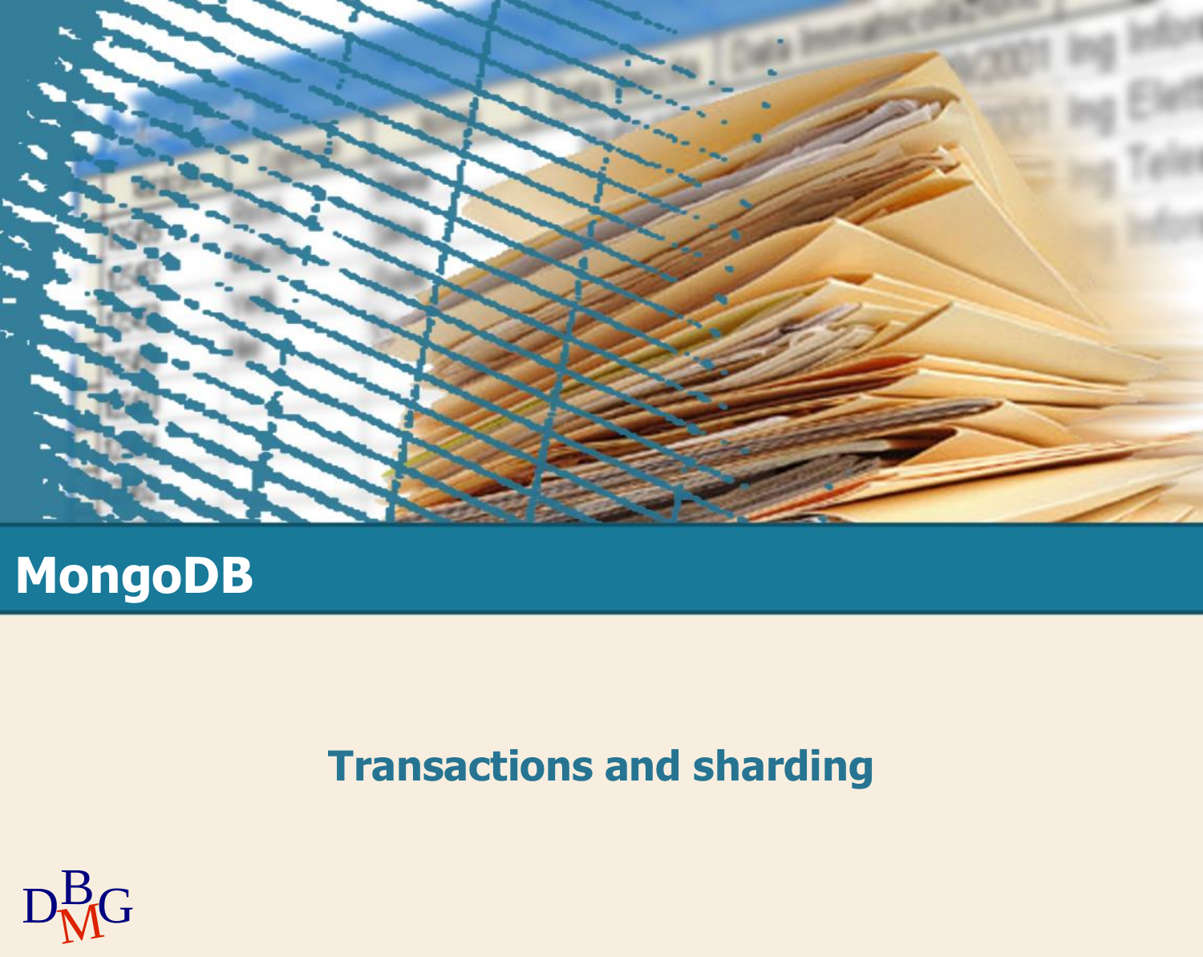# MongoDB

## Transactions and sharding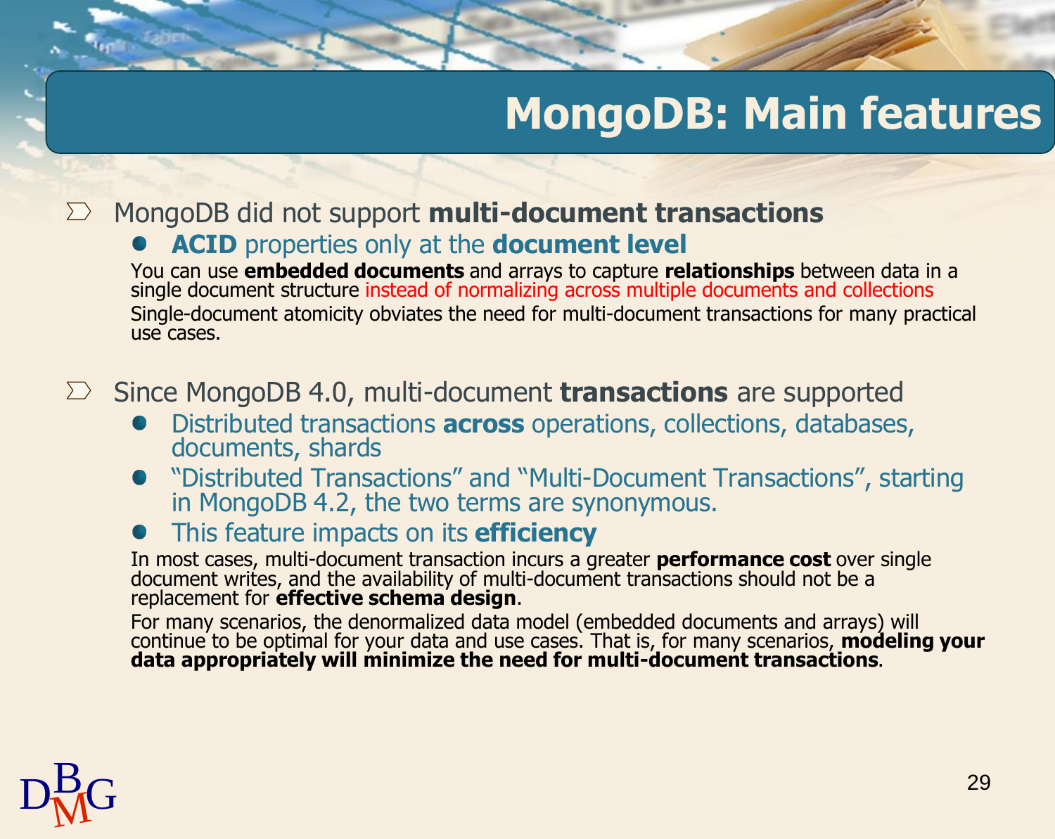# MongoDB: Main features

- MongoDB did not support **multi-document transactions**
  - **ACID** properties only at the **document level**

    You can use **embedded documents** and arrays to capture **relationships** between data in a single document structure instead of normalizing across multiple documents and collections

    Single-document atomicity obviates the need for multi-document transactions for many practical use cases.

- Since MongoDB 4.0, multi-document **transactions** are supported
  - Distributed transactions **across** operations, collections, databases, documents, shards
  - “Distributed Transactions” and “Multi-Document Transactions”, starting in MongoDB 4.2, the two terms are synonymous.
  - This feature impacts on its **efficiency**

    In most cases, multi-document transaction incurs a greater **performance cost** over single document writes, and the availability of multi-document transactions should not be a replacement for **effective schema design**.

    For many scenarios, the denormalized data model (embedded documents and arrays) will continue to be optimal for your data and use cases. That is, for many scenarios, **modeling your data appropriately will minimize the need for multi-document transactions**.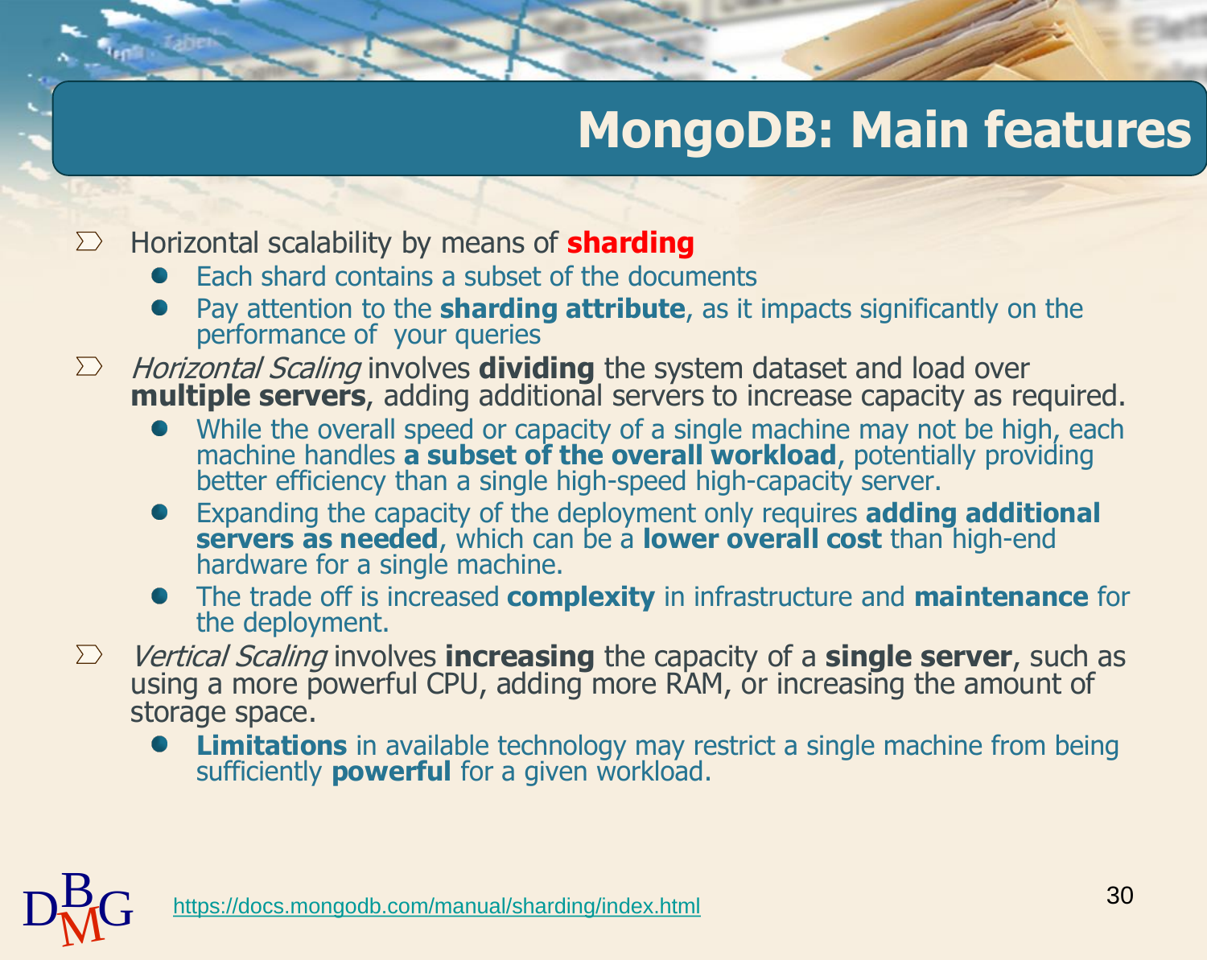# MongoDB: Main features

- Horizontal scalability by means of **sharding**
  - Each shard contains a subset of the documents
  - Pay attention to the **sharding attribute**, as it impacts significantly on the performance of your queries
- *Horizontal Scaling* involves **dividing** the system dataset and load over **multiple servers**, adding additional servers to increase capacity as required.
  - While the overall speed or capacity of a single machine may not be high, each machine handles **a subset of the overall workload**, potentially providing better efficiency than a single high-speed high-capacity server.
  - Expanding the capacity of the deployment only requires **adding additional servers as needed**, which can be a **lower overall cost** than high-end hardware for a single machine.
  - The trade off is increased **complexity** in infrastructure and **maintenance** for the deployment.
- *Vertical Scaling* involves **increasing** the capacity of a **single server**, such as using a more powerful CPU, adding more RAM, or increasing the amount of storage space.
  - **Limitations** in available technology may restrict a single machine from being sufficiently **powerful** for a given workload.

https://docs.mongodb.com/manual/sharding/index.html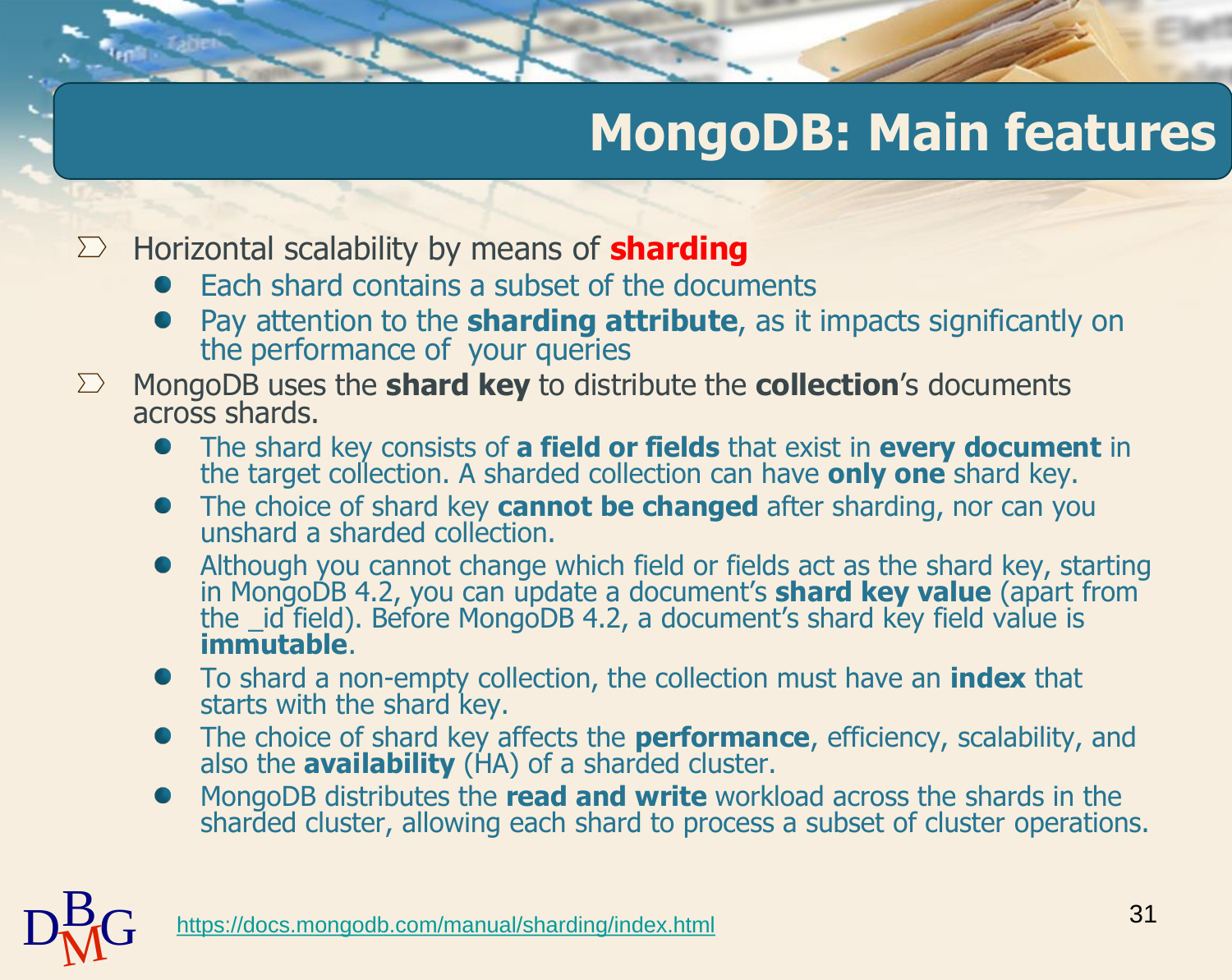# MongoDB: Main features

- Horizontal scalability by means of **sharding**
  - Each shard contains a subset of the documents
  - Pay attention to the **sharding attribute**, as it impacts significantly on the performance of your queries
- MongoDB uses the **shard key** to distribute the **collection**'s documents across shards.
  - The shard key consists of **a field or fields** that exist in **every document** in the target collection. A sharded collection can have **only one** shard key.
  - The choice of shard key **cannot be changed** after sharding, nor can you unshard a sharded collection.
  - Although you cannot change which field or fields act as the shard key, starting in MongoDB 4.2, you can update a document's **shard key value** (apart from the _id field). Before MongoDB 4.2, a document's shard key field value is **immutable**.
  - To shard a non-empty collection, the collection must have an **index** that starts with the shard key.
  - The choice of shard key affects the **performance**, efficiency, scalability, and also the **availability** (HA) of a sharded cluster.
  - MongoDB distributes the **read and write** workload across the shards in the sharded cluster, allowing each shard to process a subset of cluster operations.

https://docs.mongodb.com/manual/sharding/index.html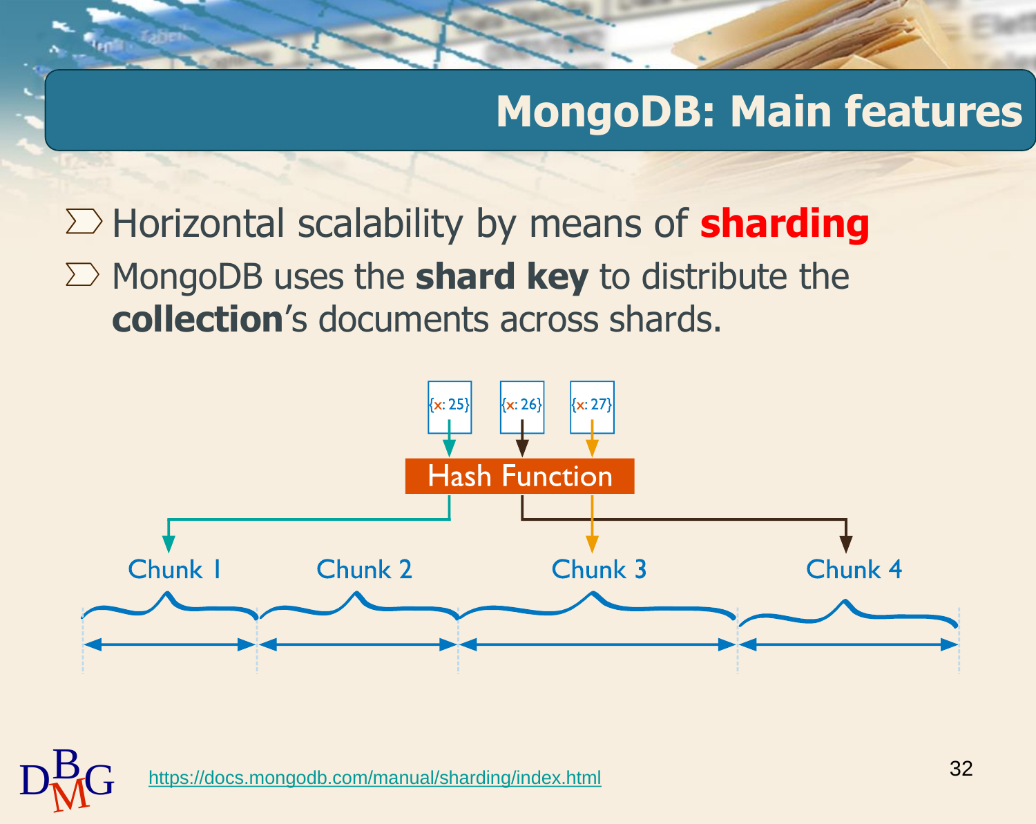# MongoDB: Main features

- Horizontal scalability by means of **sharding**
- MongoDB uses the **shard key** to distribute the **collection**'s documents across shards.

{x: 25} {x: 26} {x: 27}

Hash Function

Chunk 1 Chunk 2 Chunk 3 Chunk 4

https://docs.mongodb.com/manual/sharding/index.html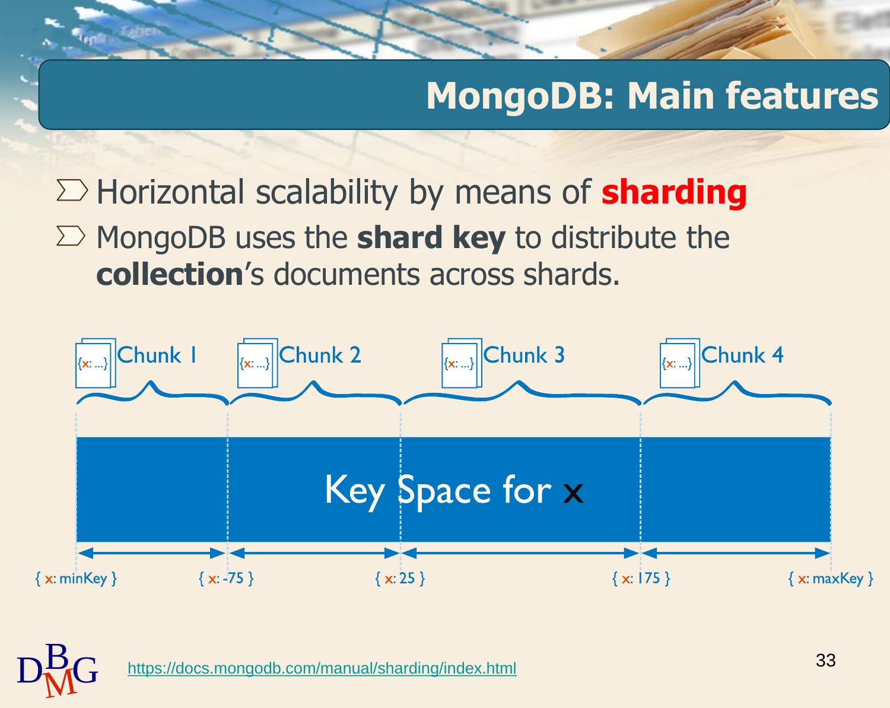# MongoDB: Main features

- Horizontal scalability by means of **sharding**
- MongoDB uses the **shard key** to distribute the **collection**'s documents across shards.

Chunk 1
Chunk 2
Chunk 3
Chunk 4

{x: ...}

Key Space for **x**

{ x: minKey }
{ x: -75 }
{ x: 25 }
{ x: 175 }
{ x: maxKey }

https://docs.mongodb.com/manual/sharding/index.html